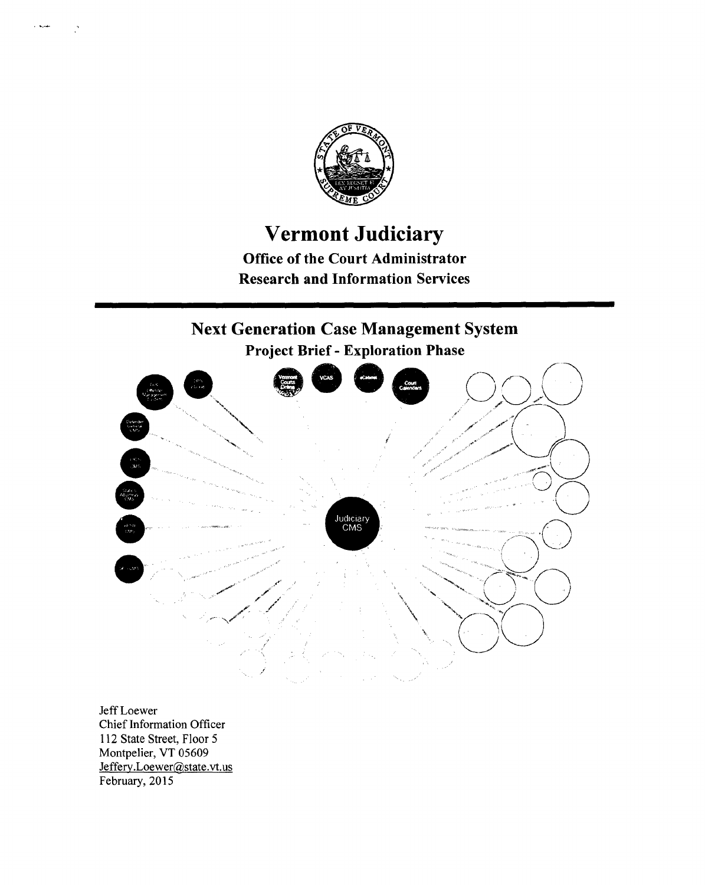# Vermont Judiciary

**Office of the Court Administrator**

**Research and Information Services**

## Next Generation Case Management System

### Project Brief - Exploration Phase

Jeff Loewer
Chief Information Officer
112 State Street, Floor 5
Montpelier, VT 05609
Jeffery.Loewer@state.vt.us
February, 2015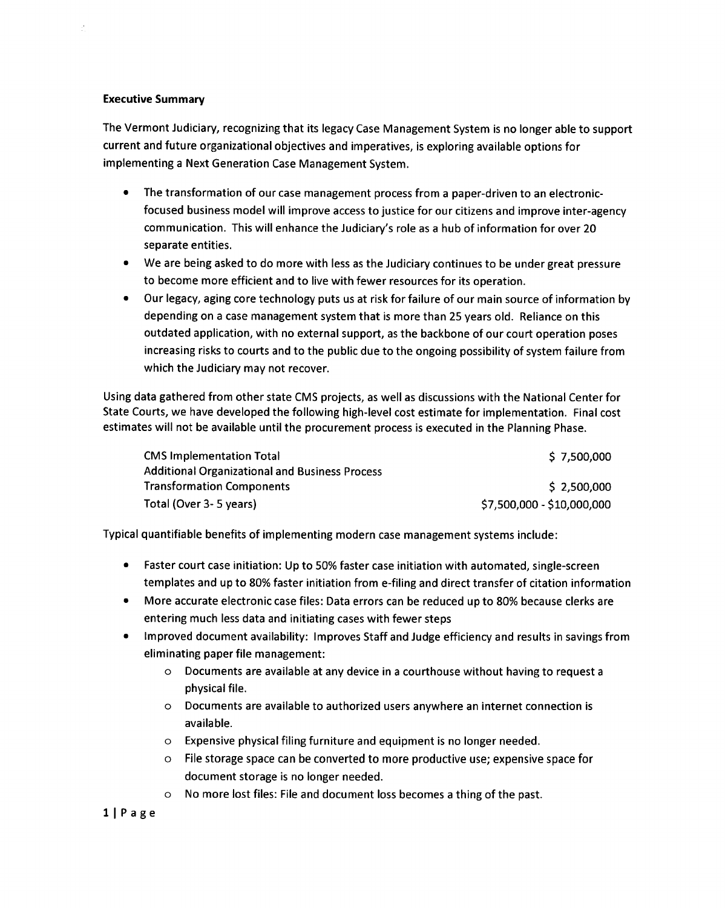**Executive Summary**

The Vermont Judiciary, recognizing that its legacy Case Management System is no longer able to support current and future organizational objectives and imperatives, is exploring available options for implementing a Next Generation Case Management System.

- The transformation of our case management process from a paper-driven to an electronic-focused business model will improve access to justice for our citizens and improve inter-agency communication. This will enhance the Judiciary's role as a hub of information for over 20 separate entities.
- We are being asked to do more with less as the Judiciary continues to be under great pressure to become more efficient and to live with fewer resources for its operation.
- Our legacy, aging core technology puts us at risk for failure of our main source of information by depending on a case management system that is more than 25 years old. Reliance on this outdated application, with no external support, as the backbone of our court operation poses increasing risks to courts and to the public due to the ongoing possibility of system failure from which the Judiciary may not recover.

Using data gathered from other state CMS projects, as well as discussions with the National Center for State Courts, we have developed the following high-level cost estimate for implementation. Final cost estimates will not be available until the procurement process is executed in the Planning Phase.

| | |
|---|---|
| CMS Implementation Total | $ 7,500,000 |
| Additional Organizational and Business Process Transformation Components | $ 2,500,000 |
| Total (Over 3- 5 years) | $7,500,000 - $10,000,000 |

Typical quantifiable benefits of implementing modern case management systems include:

- Faster court case initiation: Up to 50% faster case initiation with automated, single-screen templates and up to 80% faster initiation from e-filing and direct transfer of citation information
- More accurate electronic case files: Data errors can be reduced up to 80% because clerks are entering much less data and initiating cases with fewer steps
- Improved document availability: Improves Staff and Judge efficiency and results in savings from eliminating paper file management:
  - Documents are available at any device in a courthouse without having to request a physical file.
  - Documents are available to authorized users anywhere an internet connection is available.
  - Expensive physical filing furniture and equipment is no longer needed.
  - File storage space can be converted to more productive use; expensive space for document storage is no longer needed.
  - No more lost files: File and document loss becomes a thing of the past.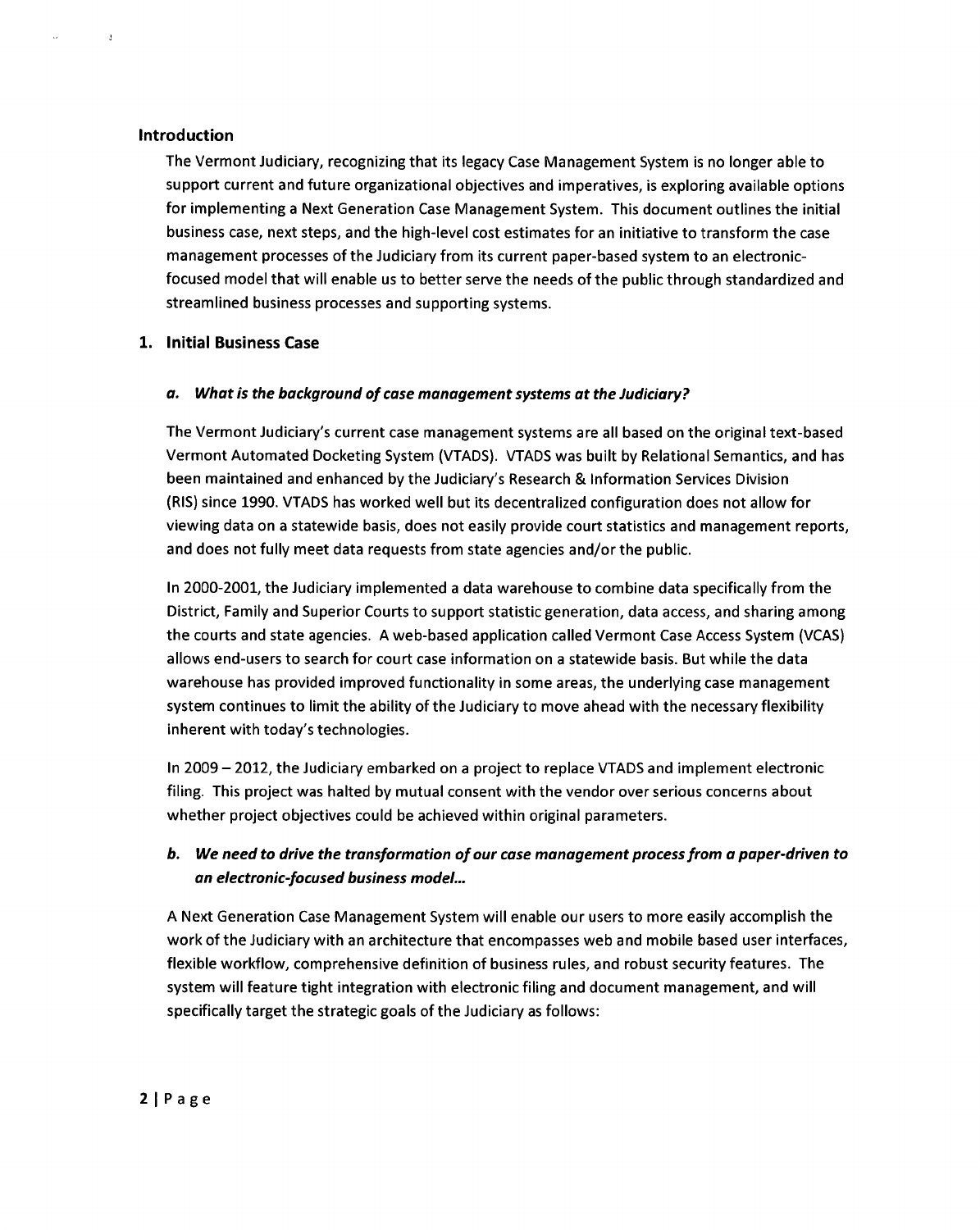## Introduction

The Vermont Judiciary, recognizing that its legacy Case Management System is no longer able to support current and future organizational objectives and imperatives, is exploring available options for implementing a Next Generation Case Management System. This document outlines the initial business case, next steps, and the high-level cost estimates for an initiative to transform the case management processes of the Judiciary from its current paper-based system to an electronic-focused model that will enable us to better serve the needs of the public through standardized and streamlined business processes and supporting systems.

## 1. Initial Business Case

### *a. What is the background of case management systems at the Judiciary?*

The Vermont Judiciary's current case management systems are all based on the original text-based Vermont Automated Docketing System (VTADS). VTADS was built by Relational Semantics, and has been maintained and enhanced by the Judiciary's Research & Information Services Division (RIS) since 1990. VTADS has worked well but its decentralized configuration does not allow for viewing data on a statewide basis, does not easily provide court statistics and management reports, and does not fully meet data requests from state agencies and/or the public.

In 2000-2001, the Judiciary implemented a data warehouse to combine data specifically from the District, Family and Superior Courts to support statistic generation, data access, and sharing among the courts and state agencies. A web-based application called Vermont Case Access System (VCAS) allows end-users to search for court case information on a statewide basis. But while the data warehouse has provided improved functionality in some areas, the underlying case management system continues to limit the ability of the Judiciary to move ahead with the necessary flexibility inherent with today's technologies.

In 2009 – 2012, the Judiciary embarked on a project to replace VTADS and implement electronic filing. This project was halted by mutual consent with the vendor over serious concerns about whether project objectives could be achieved within original parameters.

### *b. We need to drive the transformation of our case management process from a paper-driven to an electronic-focused business model...*

A Next Generation Case Management System will enable our users to more easily accomplish the work of the Judiciary with an architecture that encompasses web and mobile based user interfaces, flexible workflow, comprehensive definition of business rules, and robust security features. The system will feature tight integration with electronic filing and document management, and will specifically target the strategic goals of the Judiciary as follows: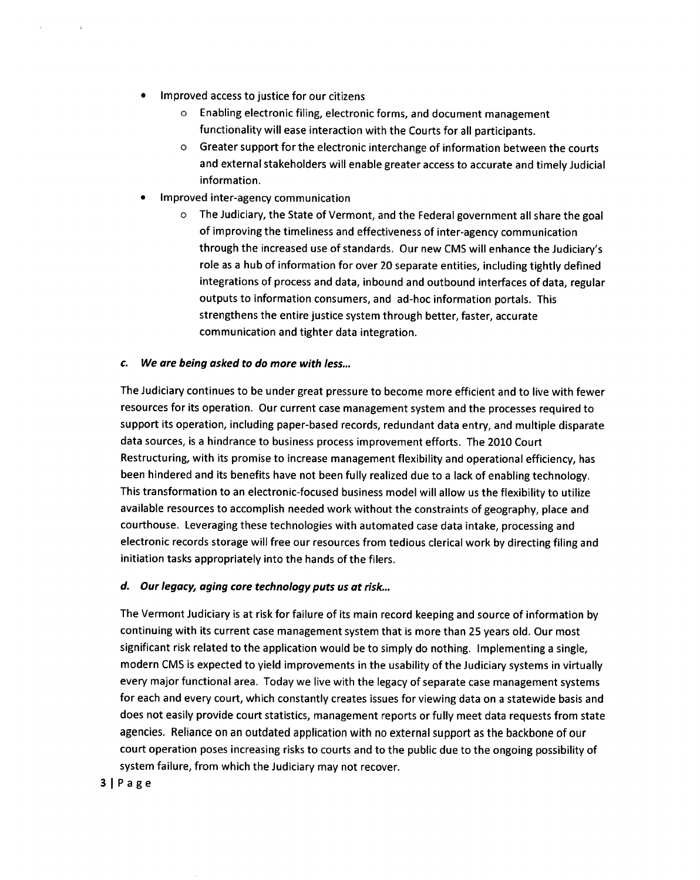- Improved access to justice for our citizens
    - Enabling electronic filing, electronic forms, and document management functionality will ease interaction with the Courts for all participants.
    - Greater support for the electronic interchange of information between the courts and external stakeholders will enable greater access to accurate and timely Judicial information.
- Improved inter-agency communication
    - The Judiciary, the State of Vermont, and the Federal government all share the goal of improving the timeliness and effectiveness of inter-agency communication through the increased use of standards. Our new CMS will enhance the Judiciary's role as a hub of information for over 20 separate entities, including tightly defined integrations of process and data, inbound and outbound interfaces of data, regular outputs to information consumers, and ad-hoc information portals. This strengthens the entire justice system through better, faster, accurate communication and tighter data integration.

#### c. *We are being asked to do more with less…*

The Judiciary continues to be under great pressure to become more efficient and to live with fewer resources for its operation. Our current case management system and the processes required to support its operation, including paper-based records, redundant data entry, and multiple disparate data sources, is a hindrance to business process improvement efforts. The 2010 Court Restructuring, with its promise to increase management flexibility and operational efficiency, has been hindered and its benefits have not been fully realized due to a lack of enabling technology. This transformation to an electronic-focused business model will allow us the flexibility to utilize available resources to accomplish needed work without the constraints of geography, place and courthouse. Leveraging these technologies with automated case data intake, processing and electronic records storage will free our resources from tedious clerical work by directing filing and initiation tasks appropriately into the hands of the filers.

#### d. *Our legacy, aging core technology puts us at risk…*

The Vermont Judiciary is at risk for failure of its main record keeping and source of information by continuing with its current case management system that is more than 25 years old. Our most significant risk related to the application would be to simply do nothing. Implementing a single, modern CMS is expected to yield improvements in the usability of the Judiciary systems in virtually every major functional area. Today we live with the legacy of separate case management systems for each and every court, which constantly creates issues for viewing data on a statewide basis and does not easily provide court statistics, management reports or fully meet data requests from state agencies. Reliance on an outdated application with no external support as the backbone of our court operation poses increasing risks to courts and to the public due to the ongoing possibility of system failure, from which the Judiciary may not recover.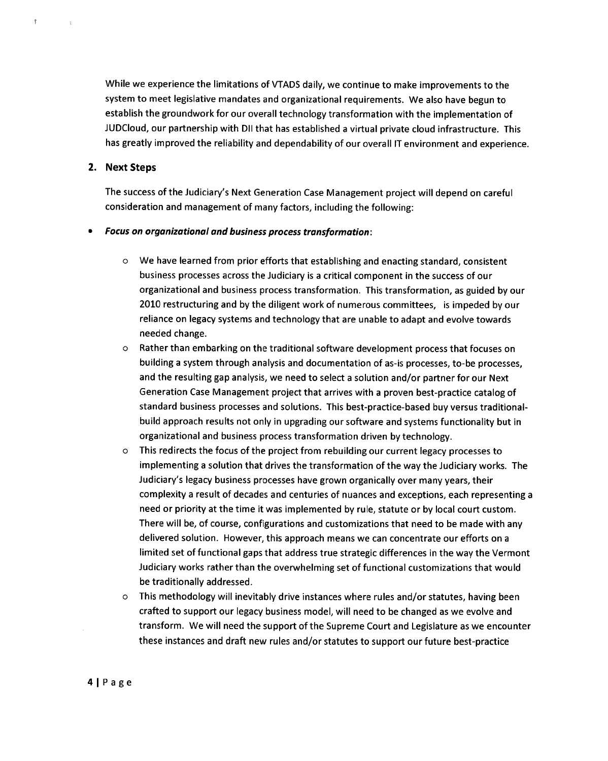While we experience the limitations of VTADS daily, we continue to make improvements to the system to meet legislative mandates and organizational requirements. We also have begun to establish the groundwork for our overall technology transformation with the implementation of JUDCloud, our partnership with DII that has established a virtual private cloud infrastructure. This has greatly improved the reliability and dependability of our overall IT environment and experience.

## 2. Next Steps

The success of the Judiciary's Next Generation Case Management project will depend on careful consideration and management of many factors, including the following:

- ***Focus on organizational and business process transformation***:
  - We have learned from prior efforts that establishing and enacting standard, consistent business processes across the Judiciary is a critical component in the success of our organizational and business process transformation. This transformation, as guided by our 2010 restructuring and by the diligent work of numerous committees, is impeded by our reliance on legacy systems and technology that are unable to adapt and evolve towards needed change.
  - Rather than embarking on the traditional software development process that focuses on building a system through analysis and documentation of as-is processes, to-be processes, and the resulting gap analysis, we need to select a solution and/or partner for our Next Generation Case Management project that arrives with a proven best-practice catalog of standard business processes and solutions. This best-practice-based buy versus traditional-build approach results not only in upgrading our software and systems functionality but in organizational and business process transformation driven by technology.
  - This redirects the focus of the project from rebuilding our current legacy processes to implementing a solution that drives the transformation of the way the Judiciary works. The Judiciary's legacy business processes have grown organically over many years, their complexity a result of decades and centuries of nuances and exceptions, each representing a need or priority at the time it was implemented by rule, statute or by local court custom. There will be, of course, configurations and customizations that need to be made with any delivered solution. However, this approach means we can concentrate our efforts on a limited set of functional gaps that address true strategic differences in the way the Vermont Judiciary works rather than the overwhelming set of functional customizations that would be traditionally addressed.
  - This methodology will inevitably drive instances where rules and/or statutes, having been crafted to support our legacy business model, will need to be changed as we evolve and transform. We will need the support of the Supreme Court and Legislature as we encounter these instances and draft new rules and/or statutes to support our future best-practice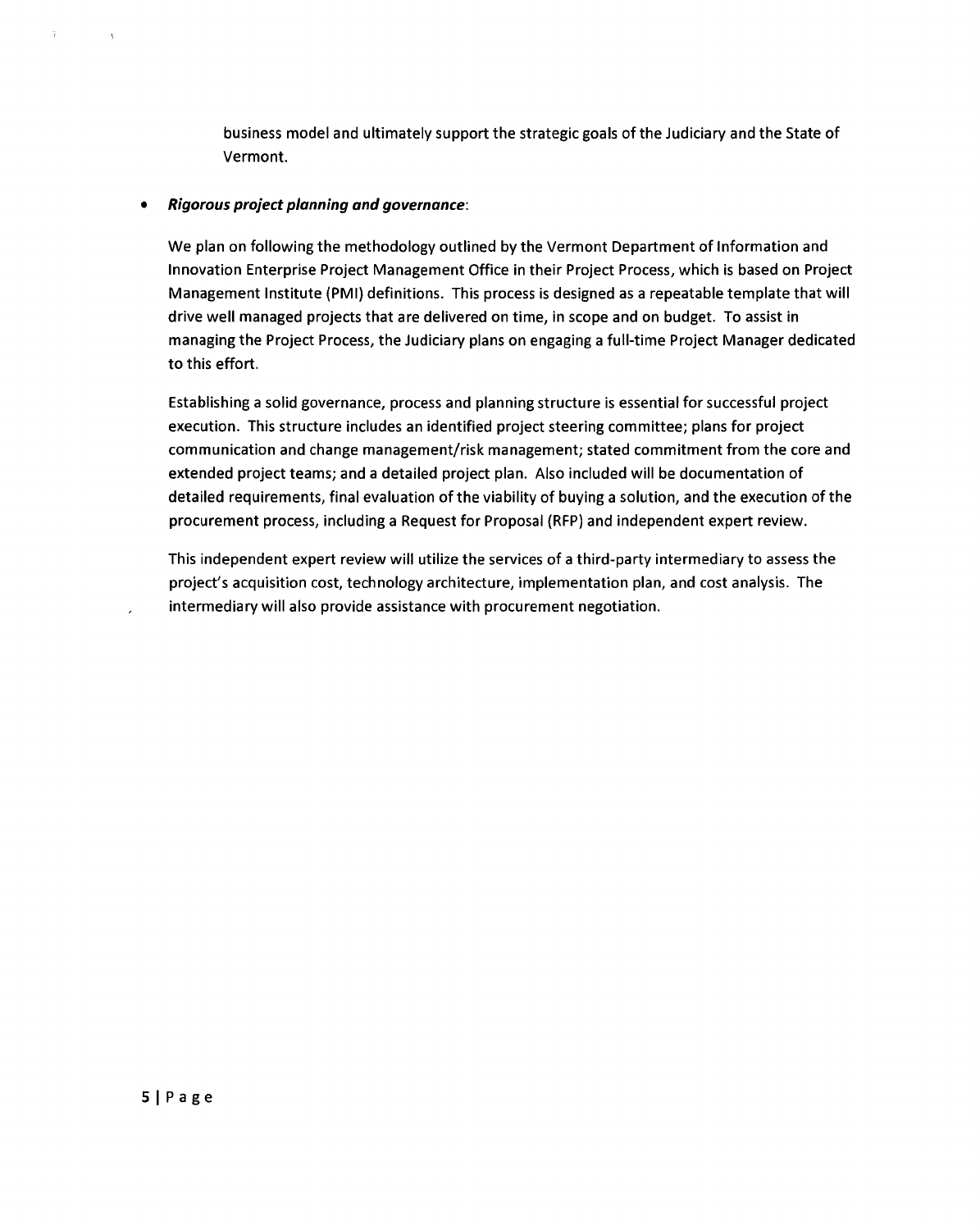business model and ultimately support the strategic goals of the Judiciary and the State of Vermont.

- ***Rigorous project planning and governance***:

  We plan on following the methodology outlined by the Vermont Department of Information and Innovation Enterprise Project Management Office in their Project Process, which is based on Project Management Institute (PMI) definitions. This process is designed as a repeatable template that will drive well managed projects that are delivered on time, in scope and on budget. To assist in managing the Project Process, the Judiciary plans on engaging a full-time Project Manager dedicated to this effort.

  Establishing a solid governance, process and planning structure is essential for successful project execution. This structure includes an identified project steering committee; plans for project communication and change management/risk management; stated commitment from the core and extended project teams; and a detailed project plan. Also included will be documentation of detailed requirements, final evaluation of the viability of buying a solution, and the execution of the procurement process, including a Request for Proposal (RFP) and independent expert review.

  This independent expert review will utilize the services of a third-party intermediary to assess the project's acquisition cost, technology architecture, implementation plan, and cost analysis. The intermediary will also provide assistance with procurement negotiation.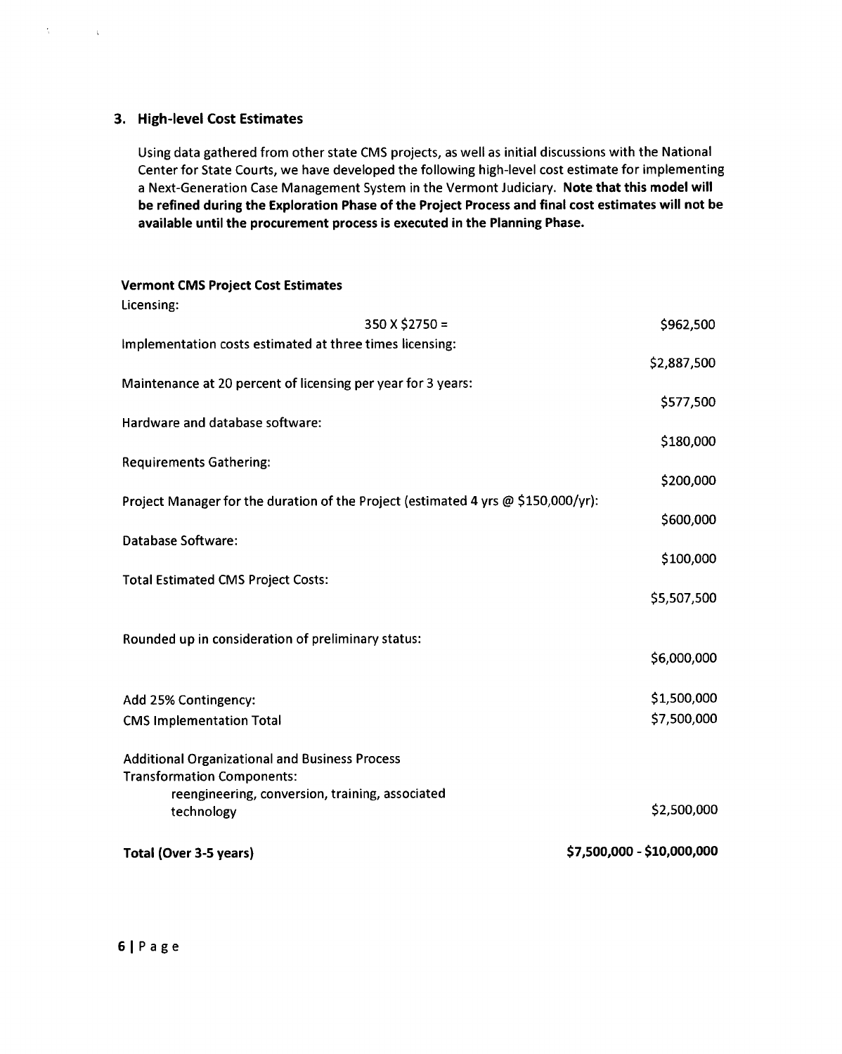### 3. High-level Cost Estimates

Using data gathered from other state CMS projects, as well as initial discussions with the National Center for State Courts, we have developed the following high-level cost estimate for implementing a Next-Generation Case Management System in the Vermont Judiciary. **Note that this model will be refined during the Exploration Phase of the Project Process and final cost estimates will not be available until the procurement process is executed in the Planning Phase.**

**Vermont CMS Project Cost Estimates**

| | |
|---|---|
| Licensing: | |
| 350 X $2750 = | $962,500 |
| Implementation costs estimated at three times licensing: | $2,887,500 |
| Maintenance at 20 percent of licensing per year for 3 years: | $577,500 |
| Hardware and database software: | $180,000 |
| Requirements Gathering: | $200,000 |
| Project Manager for the duration of the Project (estimated 4 yrs @ $150,000/yr): | $600,000 |
| Database Software: | $100,000 |
| Total Estimated CMS Project Costs: | $5,507,500 |
| Rounded up in consideration of preliminary status: | $6,000,000 |
| Add 25% Contingency: | $1,500,000 |
| CMS Implementation Total | $7,500,000 |
| Additional Organizational and Business Process Transformation Components: reengineering, conversion, training, associated technology | $2,500,000 |
| **Total (Over 3-5 years)** | **$7,500,000 - $10,000,000** |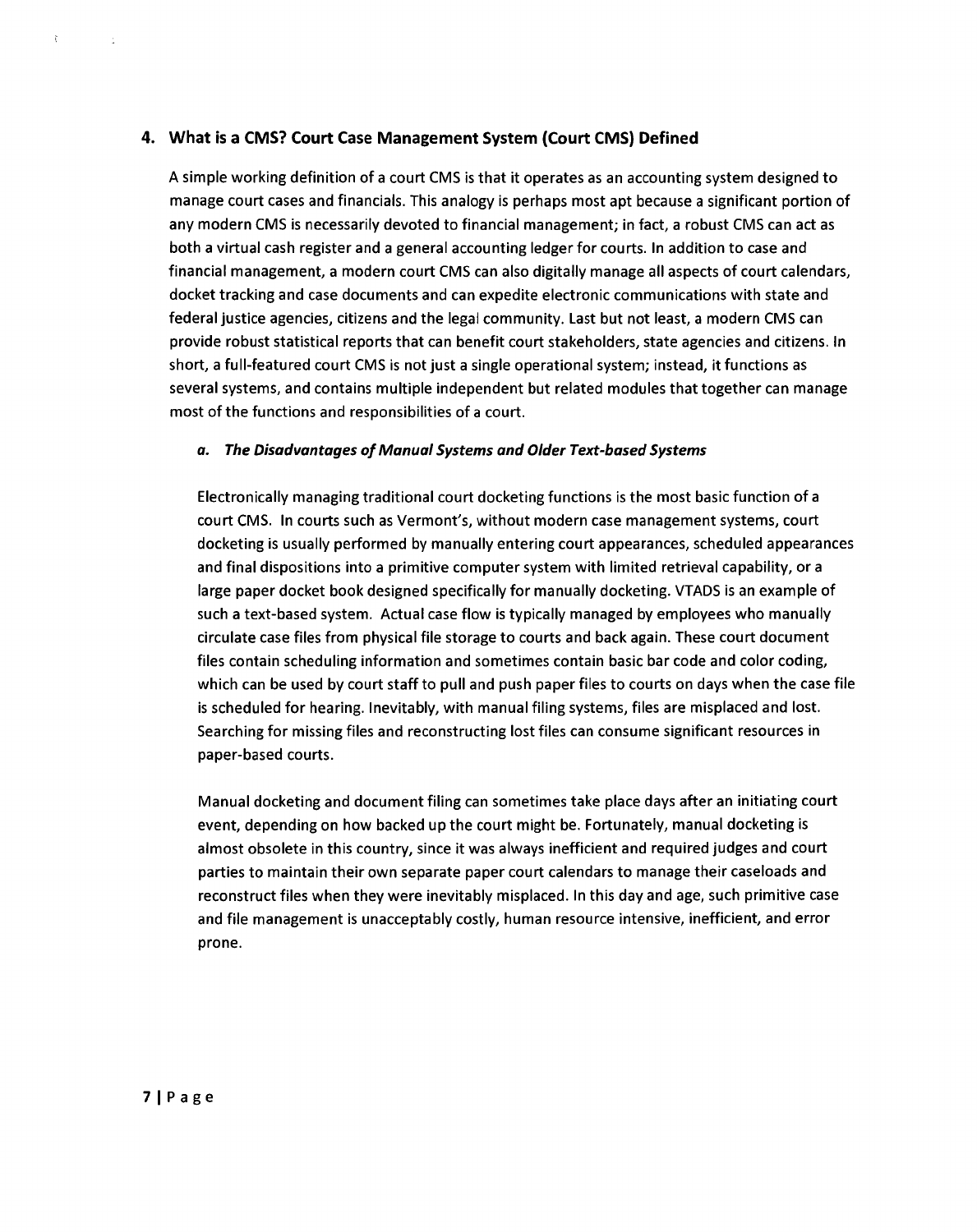## 4. What is a CMS? Court Case Management System (Court CMS) Defined

A simple working definition of a court CMS is that it operates as an accounting system designed to manage court cases and financials. This analogy is perhaps most apt because a significant portion of any modern CMS is necessarily devoted to financial management; in fact, a robust CMS can act as both a virtual cash register and a general accounting ledger for courts. In addition to case and financial management, a modern court CMS can also digitally manage all aspects of court calendars, docket tracking and case documents and can expedite electronic communications with state and federal justice agencies, citizens and the legal community. Last but not least, a modern CMS can provide robust statistical reports that can benefit court stakeholders, state agencies and citizens. In short, a full-featured court CMS is not just a single operational system; instead, it functions as several systems, and contains multiple independent but related modules that together can manage most of the functions and responsibilities of a court.

### *a. The Disadvantages of Manual Systems and Older Text-based Systems*

Electronically managing traditional court docketing functions is the most basic function of a court CMS. In courts such as Vermont's, without modern case management systems, court docketing is usually performed by manually entering court appearances, scheduled appearances and final dispositions into a primitive computer system with limited retrieval capability, or a large paper docket book designed specifically for manually docketing. VTADS is an example of such a text-based system. Actual case flow is typically managed by employees who manually circulate case files from physical file storage to courts and back again. These court document files contain scheduling information and sometimes contain basic bar code and color coding, which can be used by court staff to pull and push paper files to courts on days when the case file is scheduled for hearing. Inevitably, with manual filing systems, files are misplaced and lost. Searching for missing files and reconstructing lost files can consume significant resources in paper-based courts.

Manual docketing and document filing can sometimes take place days after an initiating court event, depending on how backed up the court might be. Fortunately, manual docketing is almost obsolete in this country, since it was always inefficient and required judges and court parties to maintain their own separate paper court calendars to manage their caseloads and reconstruct files when they were inevitably misplaced. In this day and age, such primitive case and file management is unacceptably costly, human resource intensive, inefficient, and error prone.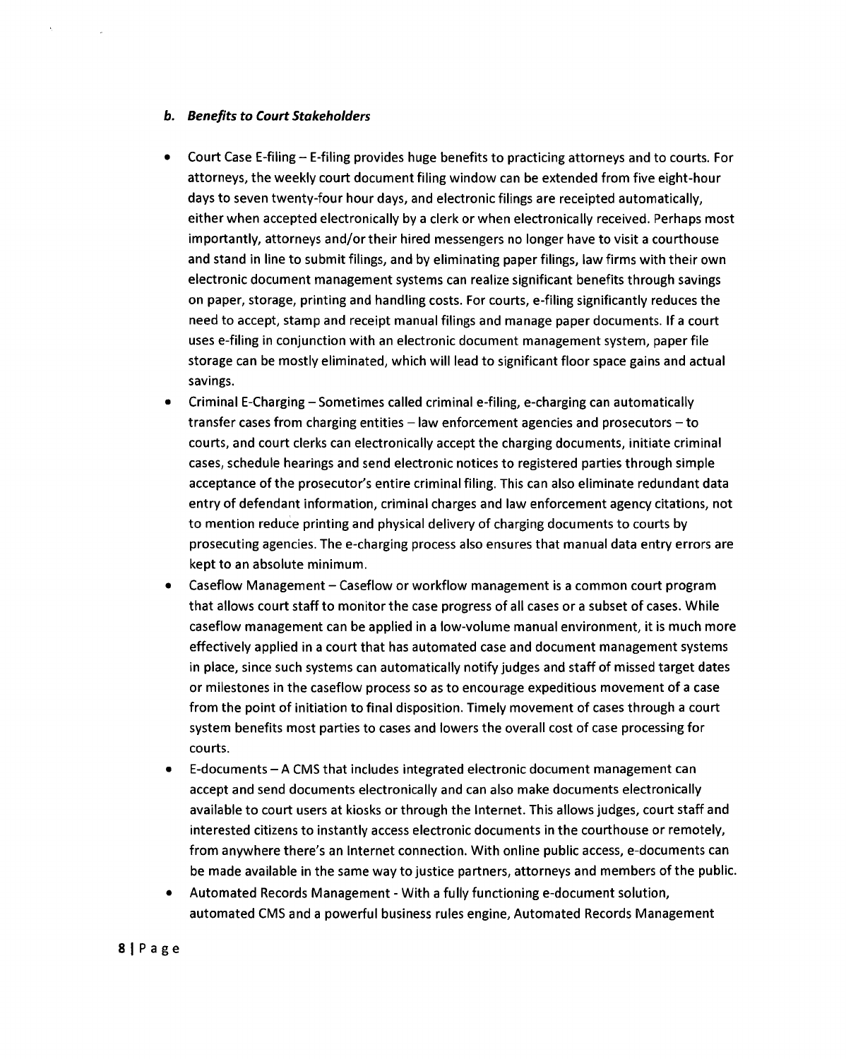#### *b. Benefits to Court Stakeholders*

- Court Case E-filing – E-filing provides huge benefits to practicing attorneys and to courts. For attorneys, the weekly court document filing window can be extended from five eight-hour days to seven twenty-four hour days, and electronic filings are receipted automatically, either when accepted electronically by a clerk or when electronically received. Perhaps most importantly, attorneys and/or their hired messengers no longer have to visit a courthouse and stand in line to submit filings, and by eliminating paper filings, law firms with their own electronic document management systems can realize significant benefits through savings on paper, storage, printing and handling costs. For courts, e-filing significantly reduces the need to accept, stamp and receipt manual filings and manage paper documents. If a court uses e-filing in conjunction with an electronic document management system, paper file storage can be mostly eliminated, which will lead to significant floor space gains and actual savings.
- Criminal E-Charging – Sometimes called criminal e-filing, e-charging can automatically transfer cases from charging entities – law enforcement agencies and prosecutors – to courts, and court clerks can electronically accept the charging documents, initiate criminal cases, schedule hearings and send electronic notices to registered parties through simple acceptance of the prosecutor's entire criminal filing. This can also eliminate redundant data entry of defendant information, criminal charges and law enforcement agency citations, not to mention reduce printing and physical delivery of charging documents to courts by prosecuting agencies. The e-charging process also ensures that manual data entry errors are kept to an absolute minimum.
- Caseflow Management – Caseflow or workflow management is a common court program that allows court staff to monitor the case progress of all cases or a subset of cases. While caseflow management can be applied in a low-volume manual environment, it is much more effectively applied in a court that has automated case and document management systems in place, since such systems can automatically notify judges and staff of missed target dates or milestones in the caseflow process so as to encourage expeditious movement of a case from the point of initiation to final disposition. Timely movement of cases through a court system benefits most parties to cases and lowers the overall cost of case processing for courts.
- E-documents – A CMS that includes integrated electronic document management can accept and send documents electronically and can also make documents electronically available to court users at kiosks or through the Internet. This allows judges, court staff and interested citizens to instantly access electronic documents in the courthouse or remotely, from anywhere there's an Internet connection. With online public access, e-documents can be made available in the same way to justice partners, attorneys and members of the public.
- Automated Records Management - With a fully functioning e-document solution, automated CMS and a powerful business rules engine, Automated Records Management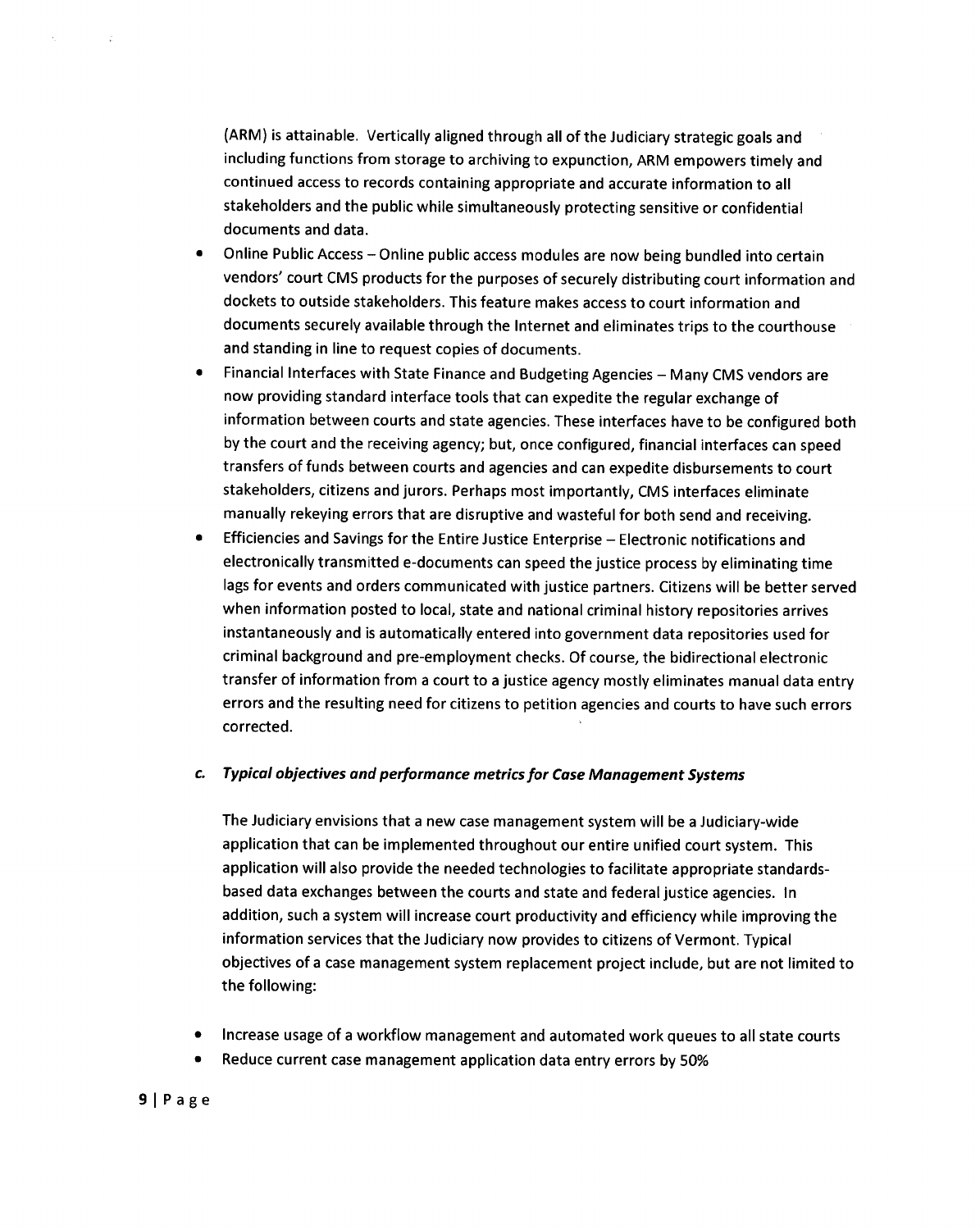(ARM) is attainable. Vertically aligned through all of the Judiciary strategic goals and including functions from storage to archiving to expunction, ARM empowers timely and continued access to records containing appropriate and accurate information to all stakeholders and the public while simultaneously protecting sensitive or confidential documents and data.

- Online Public Access – Online public access modules are now being bundled into certain vendors' court CMS products for the purposes of securely distributing court information and dockets to outside stakeholders. This feature makes access to court information and documents securely available through the Internet and eliminates trips to the courthouse and standing in line to request copies of documents.
- Financial Interfaces with State Finance and Budgeting Agencies – Many CMS vendors are now providing standard interface tools that can expedite the regular exchange of information between courts and state agencies. These interfaces have to be configured both by the court and the receiving agency; but, once configured, financial interfaces can speed transfers of funds between courts and agencies and can expedite disbursements to court stakeholders, citizens and jurors. Perhaps most importantly, CMS interfaces eliminate manually rekeying errors that are disruptive and wasteful for both send and receiving.
- Efficiencies and Savings for the Entire Justice Enterprise – Electronic notifications and electronically transmitted e-documents can speed the justice process by eliminating time lags for events and orders communicated with justice partners. Citizens will be better served when information posted to local, state and national criminal history repositories arrives instantaneously and is automatically entered into government data repositories used for criminal background and pre-employment checks. Of course, the bidirectional electronic transfer of information from a court to a justice agency mostly eliminates manual data entry errors and the resulting need for citizens to petition agencies and courts to have such errors corrected.

### c. *Typical objectives and performance metrics for Case Management Systems*

The Judiciary envisions that a new case management system will be a Judiciary-wide application that can be implemented throughout our entire unified court system. This application will also provide the needed technologies to facilitate appropriate standards-based data exchanges between the courts and state and federal justice agencies. In addition, such a system will increase court productivity and efficiency while improving the information services that the Judiciary now provides to citizens of Vermont. Typical objectives of a case management system replacement project include, but are not limited to the following:

- Increase usage of a workflow management and automated work queues to all state courts
- Reduce current case management application data entry errors by 50%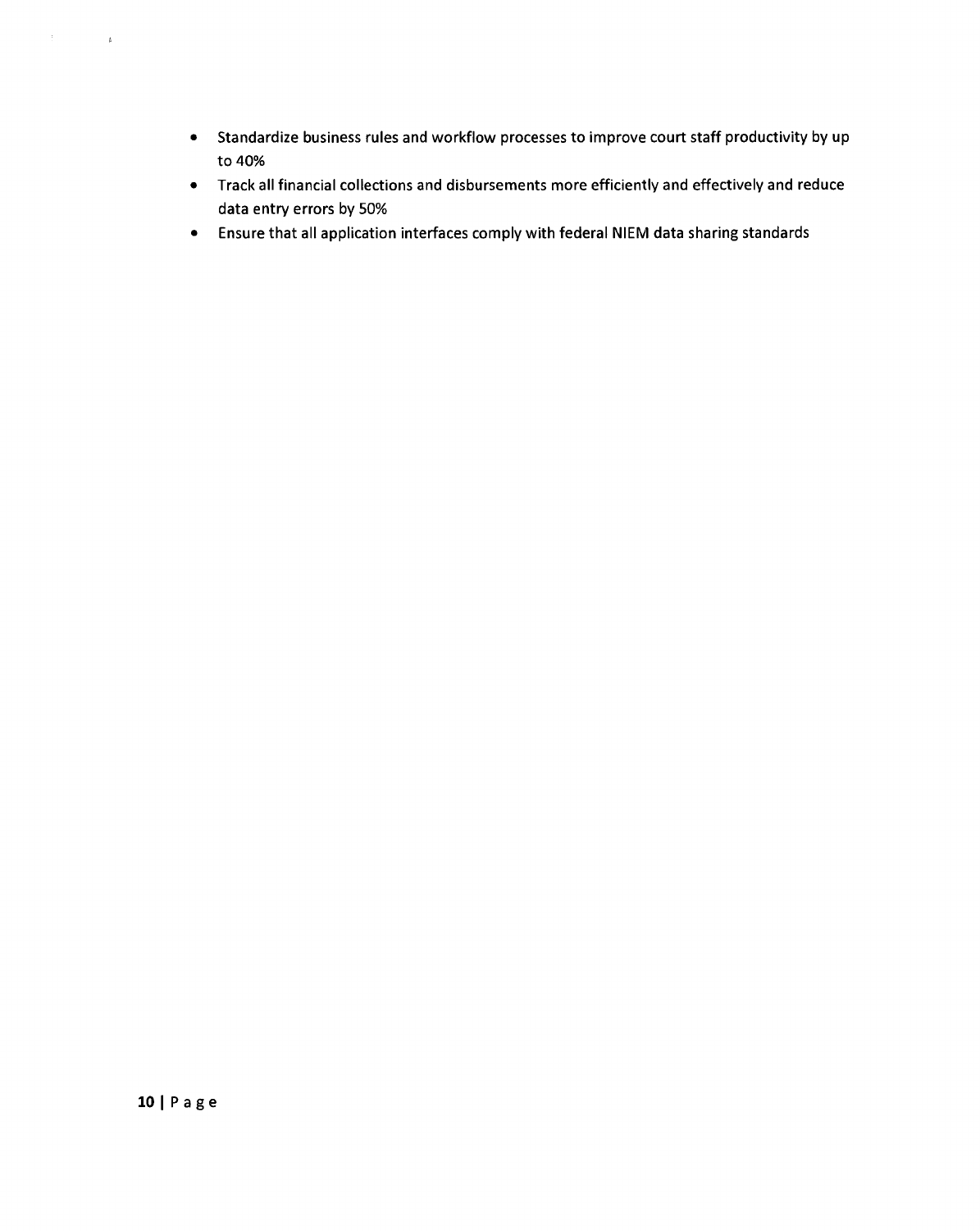- Standardize business rules and workflow processes to improve court staff productivity by up to 40%
- Track all financial collections and disbursements more efficiently and effectively and reduce data entry errors by 50%
- Ensure that all application interfaces comply with federal NIEM data sharing standards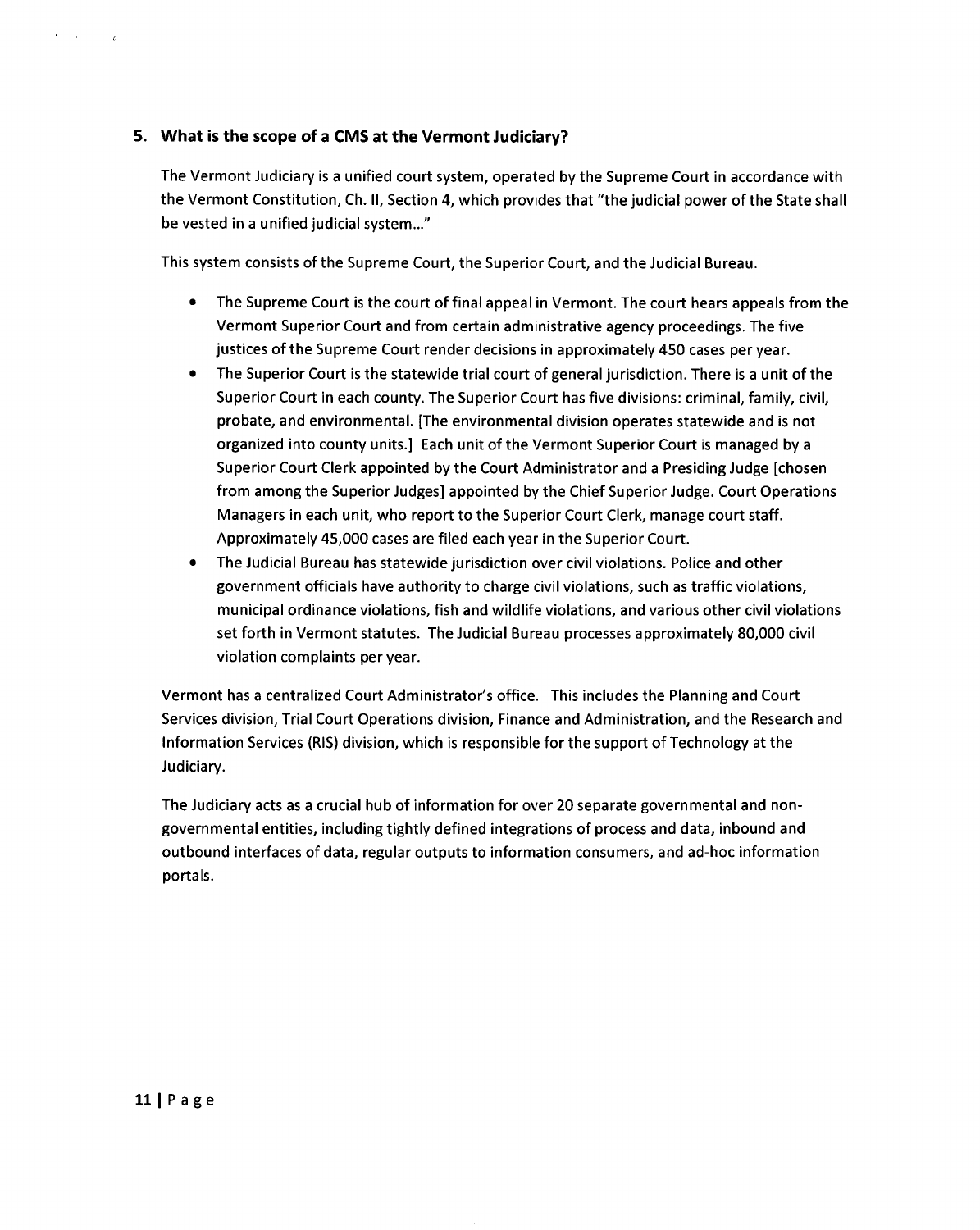## 5. What is the scope of a CMS at the Vermont Judiciary?

The Vermont Judiciary is a unified court system, operated by the Supreme Court in accordance with the Vermont Constitution, Ch. II, Section 4, which provides that "the judicial power of the State shall be vested in a unified judicial system..."

This system consists of the Supreme Court, the Superior Court, and the Judicial Bureau.

- The Supreme Court is the court of final appeal in Vermont. The court hears appeals from the Vermont Superior Court and from certain administrative agency proceedings. The five justices of the Supreme Court render decisions in approximately 450 cases per year.
- The Superior Court is the statewide trial court of general jurisdiction. There is a unit of the Superior Court in each county. The Superior Court has five divisions: criminal, family, civil, probate, and environmental. [The environmental division operates statewide and is not organized into county units.] Each unit of the Vermont Superior Court is managed by a Superior Court Clerk appointed by the Court Administrator and a Presiding Judge [chosen from among the Superior Judges] appointed by the Chief Superior Judge. Court Operations Managers in each unit, who report to the Superior Court Clerk, manage court staff. Approximately 45,000 cases are filed each year in the Superior Court.
- The Judicial Bureau has statewide jurisdiction over civil violations. Police and other government officials have authority to charge civil violations, such as traffic violations, municipal ordinance violations, fish and wildlife violations, and various other civil violations set forth in Vermont statutes. The Judicial Bureau processes approximately 80,000 civil violation complaints per year.

Vermont has a centralized Court Administrator's office. This includes the Planning and Court Services division, Trial Court Operations division, Finance and Administration, and the Research and Information Services (RIS) division, which is responsible for the support of Technology at the Judiciary.

The Judiciary acts as a crucial hub of information for over 20 separate governmental and non-governmental entities, including tightly defined integrations of process and data, inbound and outbound interfaces of data, regular outputs to information consumers, and ad-hoc information portals.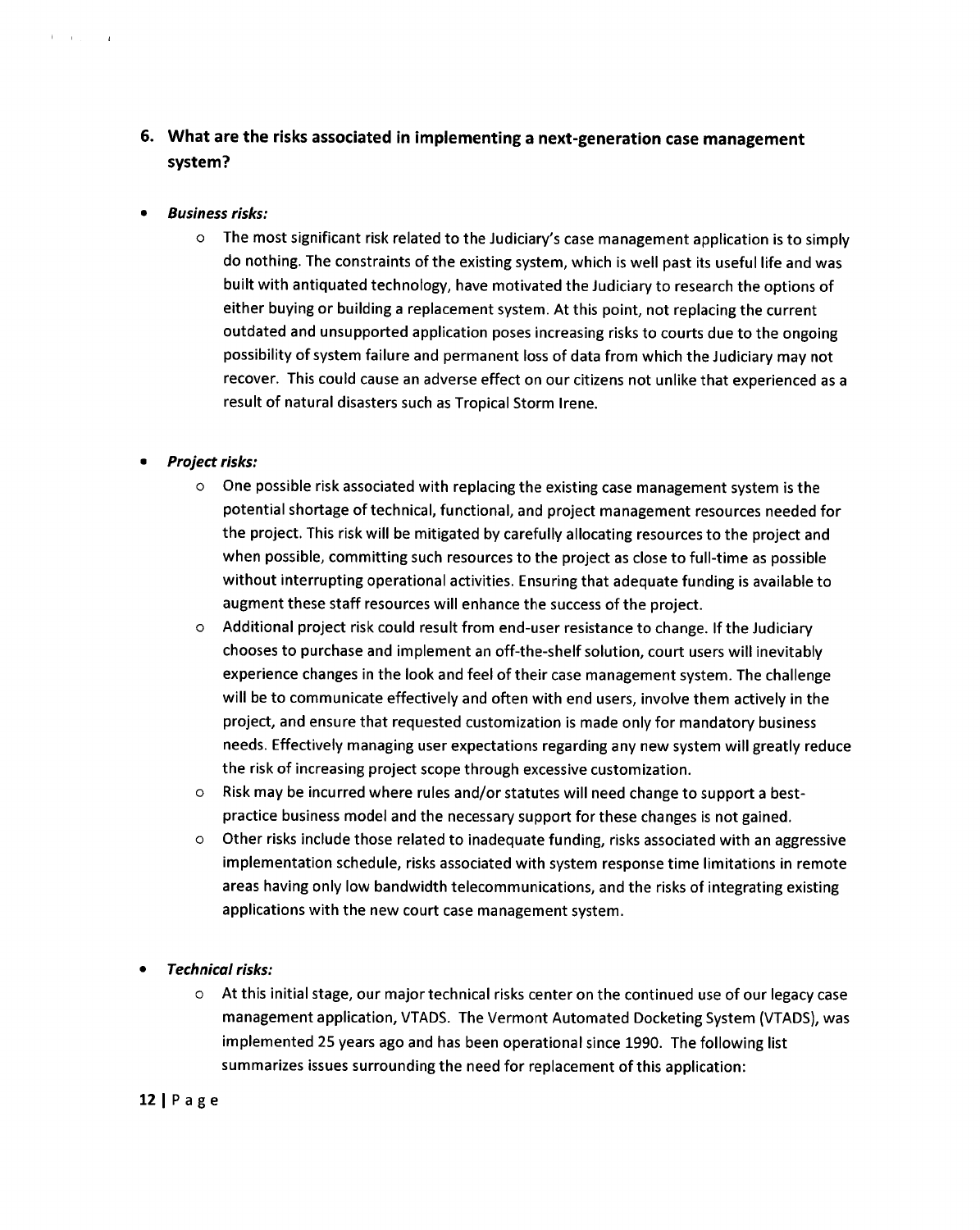## 6. What are the risks associated in implementing a next-generation case management system?

- ***Business risks:***
  - The most significant risk related to the Judiciary's case management application is to simply do nothing. The constraints of the existing system, which is well past its useful life and was built with antiquated technology, have motivated the Judiciary to research the options of either buying or building a replacement system. At this point, not replacing the current outdated and unsupported application poses increasing risks to courts due to the ongoing possibility of system failure and permanent loss of data from which the Judiciary may not recover. This could cause an adverse effect on our citizens not unlike that experienced as a result of natural disasters such as Tropical Storm Irene.

- ***Project risks:***
  - One possible risk associated with replacing the existing case management system is the potential shortage of technical, functional, and project management resources needed for the project. This risk will be mitigated by carefully allocating resources to the project and when possible, committing such resources to the project as close to full-time as possible without interrupting operational activities. Ensuring that adequate funding is available to augment these staff resources will enhance the success of the project.
  - Additional project risk could result from end-user resistance to change. If the Judiciary chooses to purchase and implement an off-the-shelf solution, court users will inevitably experience changes in the look and feel of their case management system. The challenge will be to communicate effectively and often with end users, involve them actively in the project, and ensure that requested customization is made only for mandatory business needs. Effectively managing user expectations regarding any new system will greatly reduce the risk of increasing project scope through excessive customization.
  - Risk may be incurred where rules and/or statutes will need change to support a best-practice business model and the necessary support for these changes is not gained.
  - Other risks include those related to inadequate funding, risks associated with an aggressive implementation schedule, risks associated with system response time limitations in remote areas having only low bandwidth telecommunications, and the risks of integrating existing applications with the new court case management system.

- ***Technical risks:***
  - At this initial stage, our major technical risks center on the continued use of our legacy case management application, VTADS. The Vermont Automated Docketing System (VTADS), was implemented 25 years ago and has been operational since 1990. The following list summarizes issues surrounding the need for replacement of this application: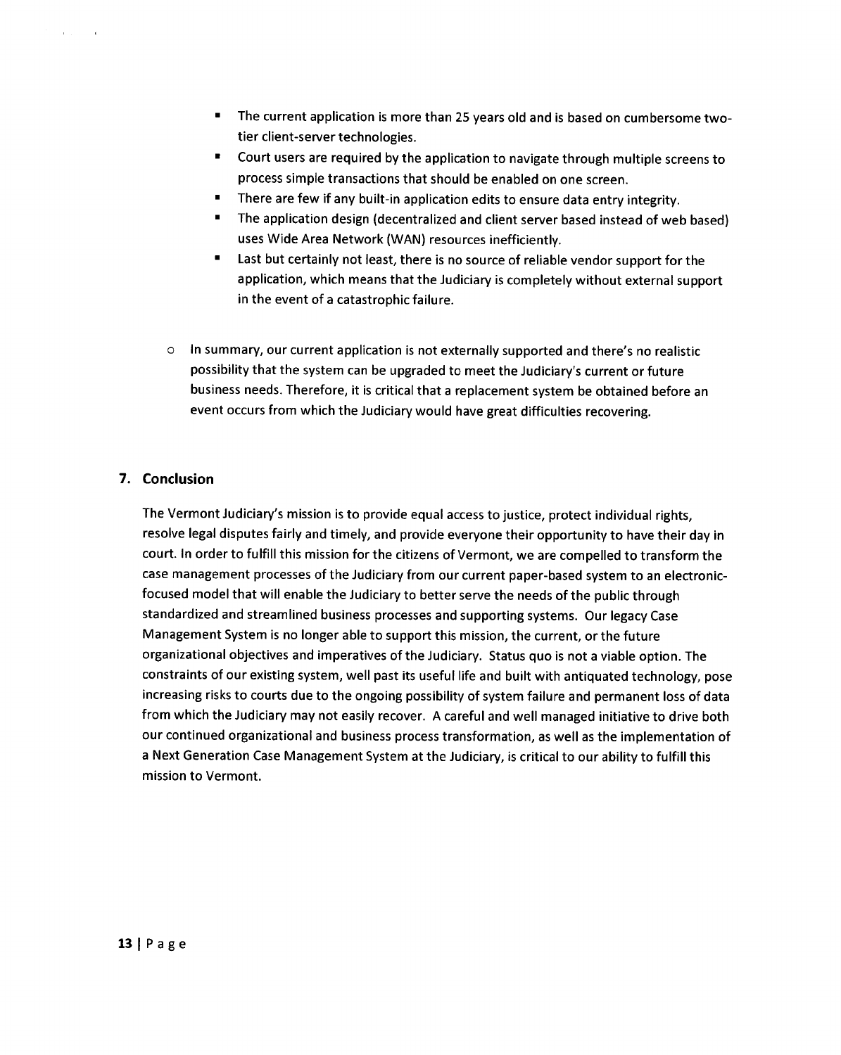- The current application is more than 25 years old and is based on cumbersome two-tier client-server technologies.
  - Court users are required by the application to navigate through multiple screens to process simple transactions that should be enabled on one screen.
  - There are few if any built-in application edits to ensure data entry integrity.
  - The application design (decentralized and client server based instead of web based) uses Wide Area Network (WAN) resources inefficiently.
  - Last but certainly not least, there is no source of reliable vendor support for the application, which means that the Judiciary is completely without external support in the event of a catastrophic failure.

- In summary, our current application is not externally supported and there's no realistic possibility that the system can be upgraded to meet the Judiciary's current or future business needs. Therefore, it is critical that a replacement system be obtained before an event occurs from which the Judiciary would have great difficulties recovering.

## 7. Conclusion

The Vermont Judiciary's mission is to provide equal access to justice, protect individual rights, resolve legal disputes fairly and timely, and provide everyone their opportunity to have their day in court. In order to fulfill this mission for the citizens of Vermont, we are compelled to transform the case management processes of the Judiciary from our current paper-based system to an electronic-focused model that will enable the Judiciary to better serve the needs of the public through standardized and streamlined business processes and supporting systems. Our legacy Case Management System is no longer able to support this mission, the current, or the future organizational objectives and imperatives of the Judiciary. Status quo is not a viable option. The constraints of our existing system, well past its useful life and built with antiquated technology, pose increasing risks to courts due to the ongoing possibility of system failure and permanent loss of data from which the Judiciary may not easily recover. A careful and well managed initiative to drive both our continued organizational and business process transformation, as well as the implementation of a Next Generation Case Management System at the Judiciary, is critical to our ability to fulfill this mission to Vermont.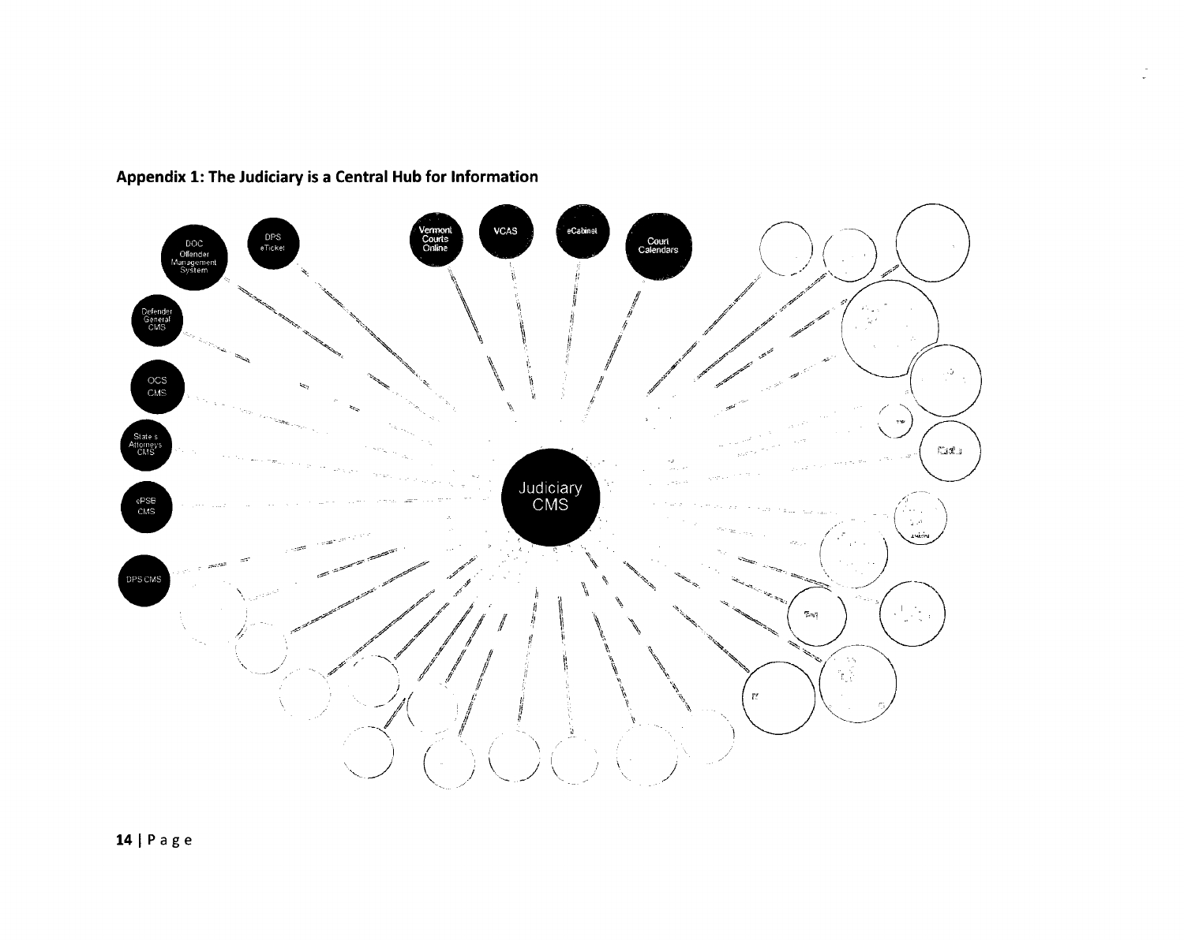## Appendix 1: The Judiciary is a Central Hub for Information

DOC Offender Management System

DPS eTicket

Vermont Courts Online

VCAS

eCabinet

Court Calendars

Defender General CMS

OCS CMS

State's Attorneys CMS

ePSB CMS

DPS CMS

Judiciary CMS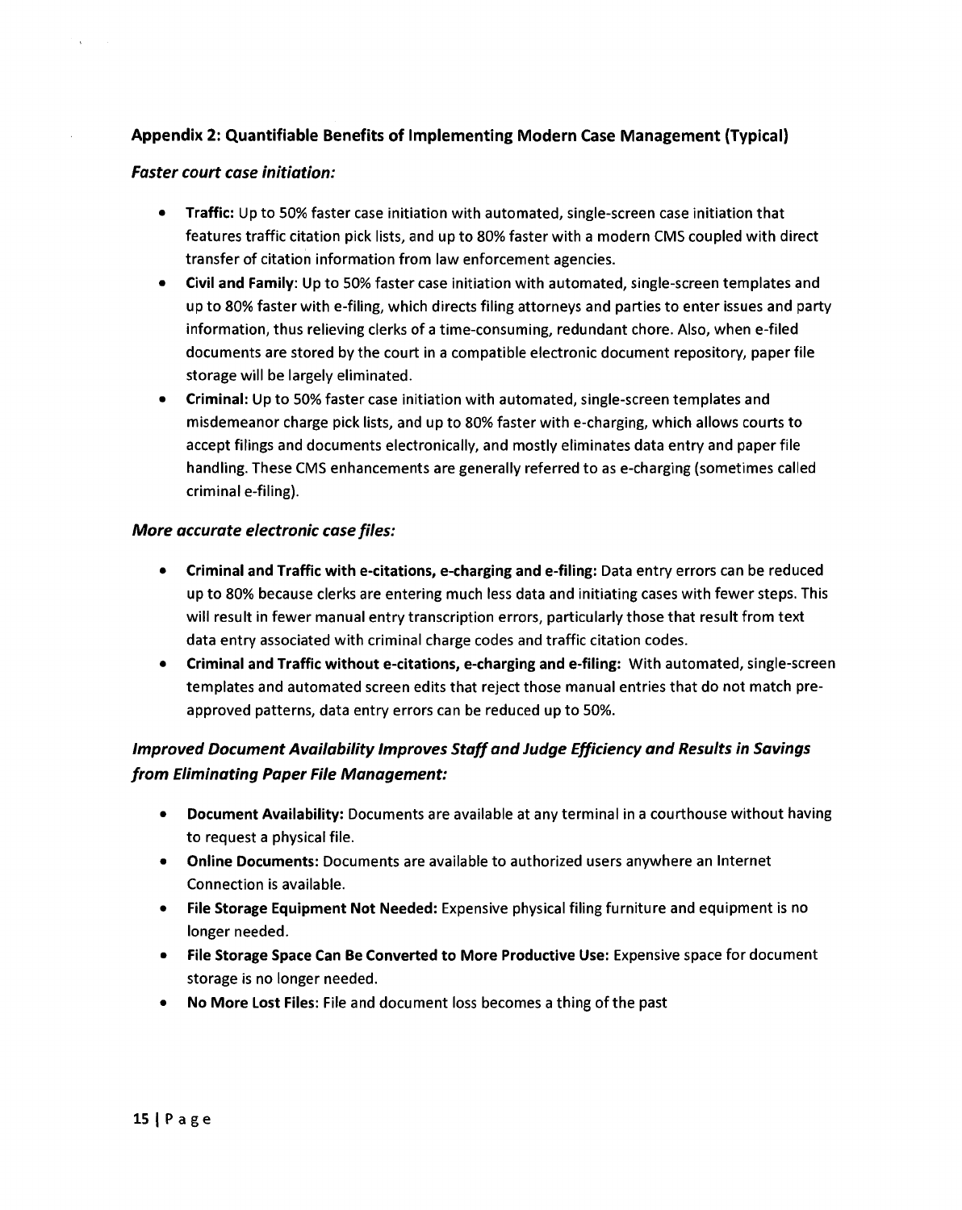## Appendix 2: Quantifiable Benefits of Implementing Modern Case Management (Typical)

### *Faster court case initiation:*

- **Traffic:** Up to 50% faster case initiation with automated, single-screen case initiation that features traffic citation pick lists, and up to 80% faster with a modern CMS coupled with direct transfer of citation information from law enforcement agencies.
- **Civil and Family**: Up to 50% faster case initiation with automated, single-screen templates and up to 80% faster with e-filing, which directs filing attorneys and parties to enter issues and party information, thus relieving clerks of a time-consuming, redundant chore. Also, when e-filed documents are stored by the court in a compatible electronic document repository, paper file storage will be largely eliminated.
- **Criminal:** Up to 50% faster case initiation with automated, single-screen templates and misdemeanor charge pick lists, and up to 80% faster with e-charging, which allows courts to accept filings and documents electronically, and mostly eliminates data entry and paper file handling. These CMS enhancements are generally referred to as e-charging (sometimes called criminal e-filing).

### *More accurate electronic case files:*

- **Criminal and Traffic with e-citations, e-charging and e-filing:** Data entry errors can be reduced up to 80% because clerks are entering much less data and initiating cases with fewer steps. This will result in fewer manual entry transcription errors, particularly those that result from text data entry associated with criminal charge codes and traffic citation codes.
- **Criminal and Traffic without e-citations, e-charging and e-filing:** With automated, single-screen templates and automated screen edits that reject those manual entries that do not match pre-approved patterns, data entry errors can be reduced up to 50%.

### *Improved Document Availability Improves Staff and Judge Efficiency and Results in Savings from Eliminating Paper File Management:*

- **Document Availability:** Documents are available at any terminal in a courthouse without having to request a physical file.
- **Online Documents:** Documents are available to authorized users anywhere an Internet Connection is available.
- **File Storage Equipment Not Needed:** Expensive physical filing furniture and equipment is no longer needed.
- **File Storage Space Can Be Converted to More Productive Use:** Expensive space for document storage is no longer needed.
- **No More Lost Files:** File and document loss becomes a thing of the past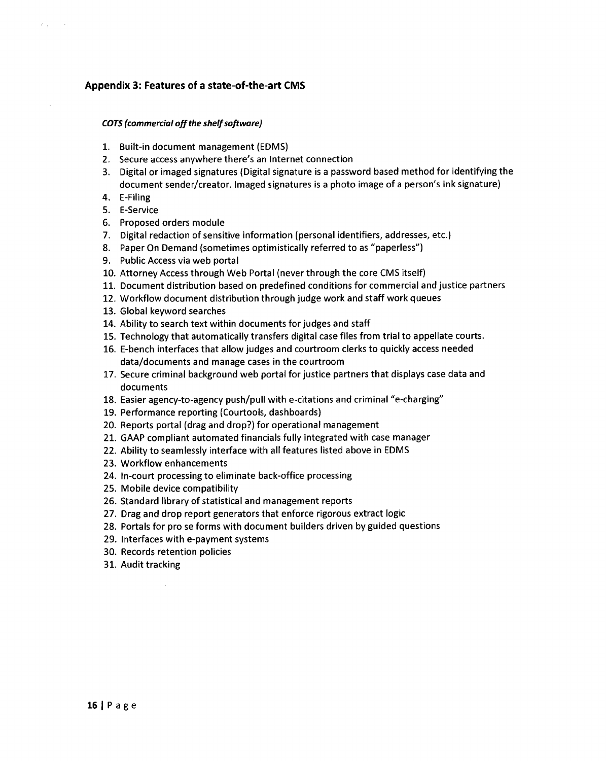## Appendix 3: Features of a state-of-the-art CMS

***COTS (commercial off the shelf software)***

1. Built-in document management (EDMS)
2. Secure access anywhere there's an Internet connection
3. Digital or imaged signatures (Digital signature is a password based method for identifying the document sender/creator. Imaged signatures is a photo image of a person's ink signature)
4. E-Filing
5. E-Service
6. Proposed orders module
7. Digital redaction of sensitive information (personal identifiers, addresses, etc.)
8. Paper On Demand (sometimes optimistically referred to as "paperless")
9. Public Access via web portal
10. Attorney Access through Web Portal (never through the core CMS itself)
11. Document distribution based on predefined conditions for commercial and justice partners
12. Workflow document distribution through judge work and staff work queues
13. Global keyword searches
14. Ability to search text within documents for judges and staff
15. Technology that automatically transfers digital case files from trial to appellate courts.
16. E-bench interfaces that allow judges and courtroom clerks to quickly access needed data/documents and manage cases in the courtroom
17. Secure criminal background web portal for justice partners that displays case data and documents
18. Easier agency-to-agency push/pull with e-citations and criminal "e-charging"
19. Performance reporting (Courtools, dashboards)
20. Reports portal (drag and drop?) for operational management
21. GAAP compliant automated financials fully integrated with case manager
22. Ability to seamlessly interface with all features listed above in EDMS
23. Workflow enhancements
24. In-court processing to eliminate back-office processing
25. Mobile device compatibility
26. Standard library of statistical and management reports
27. Drag and drop report generators that enforce rigorous extract logic
28. Portals for pro se forms with document builders driven by guided questions
29. Interfaces with e-payment systems
30. Records retention policies
31. Audit tracking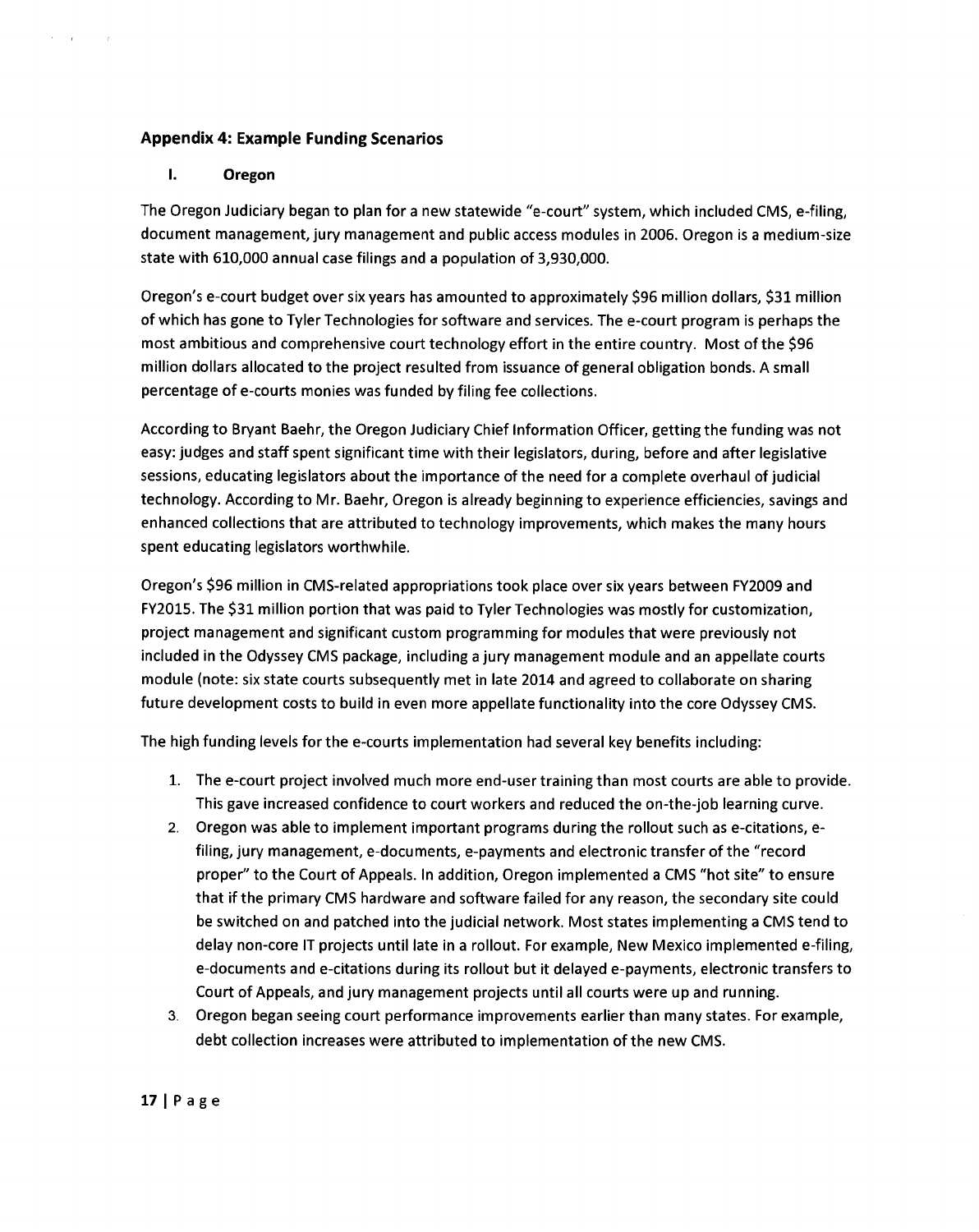## Appendix 4: Example Funding Scenarios

### I. Oregon

The Oregon Judiciary began to plan for a new statewide "e-court" system, which included CMS, e-filing, document management, jury management and public access modules in 2006. Oregon is a medium-size state with 610,000 annual case filings and a population of 3,930,000.

Oregon's e-court budget over six years has amounted to approximately $96 million dollars, $31 million of which has gone to Tyler Technologies for software and services. The e-court program is perhaps the most ambitious and comprehensive court technology effort in the entire country. Most of the $96 million dollars allocated to the project resulted from issuance of general obligation bonds. A small percentage of e-courts monies was funded by filing fee collections.

According to Bryant Baehr, the Oregon Judiciary Chief Information Officer, getting the funding was not easy: judges and staff spent significant time with their legislators, during, before and after legislative sessions, educating legislators about the importance of the need for a complete overhaul of judicial technology. According to Mr. Baehr, Oregon is already beginning to experience efficiencies, savings and enhanced collections that are attributed to technology improvements, which makes the many hours spent educating legislators worthwhile.

Oregon's $96 million in CMS-related appropriations took place over six years between FY2009 and FY2015. The $31 million portion that was paid to Tyler Technologies was mostly for customization, project management and significant custom programming for modules that were previously not included in the Odyssey CMS package, including a jury management module and an appellate courts module (note: six state courts subsequently met in late 2014 and agreed to collaborate on sharing future development costs to build in even more appellate functionality into the core Odyssey CMS.

The high funding levels for the e-courts implementation had several key benefits including:

1. The e-court project involved much more end-user training than most courts are able to provide. This gave increased confidence to court workers and reduced the on-the-job learning curve.
2. Oregon was able to implement important programs during the rollout such as e-citations, e-filing, jury management, e-documents, e-payments and electronic transfer of the "record proper" to the Court of Appeals. In addition, Oregon implemented a CMS "hot site" to ensure that if the primary CMS hardware and software failed for any reason, the secondary site could be switched on and patched into the judicial network. Most states implementing a CMS tend to delay non-core IT projects until late in a rollout. For example, New Mexico implemented e-filing, e-documents and e-citations during its rollout but it delayed e-payments, electronic transfers to Court of Appeals, and jury management projects until all courts were up and running.
3. Oregon began seeing court performance improvements earlier than many states. For example, debt collection increases were attributed to implementation of the new CMS.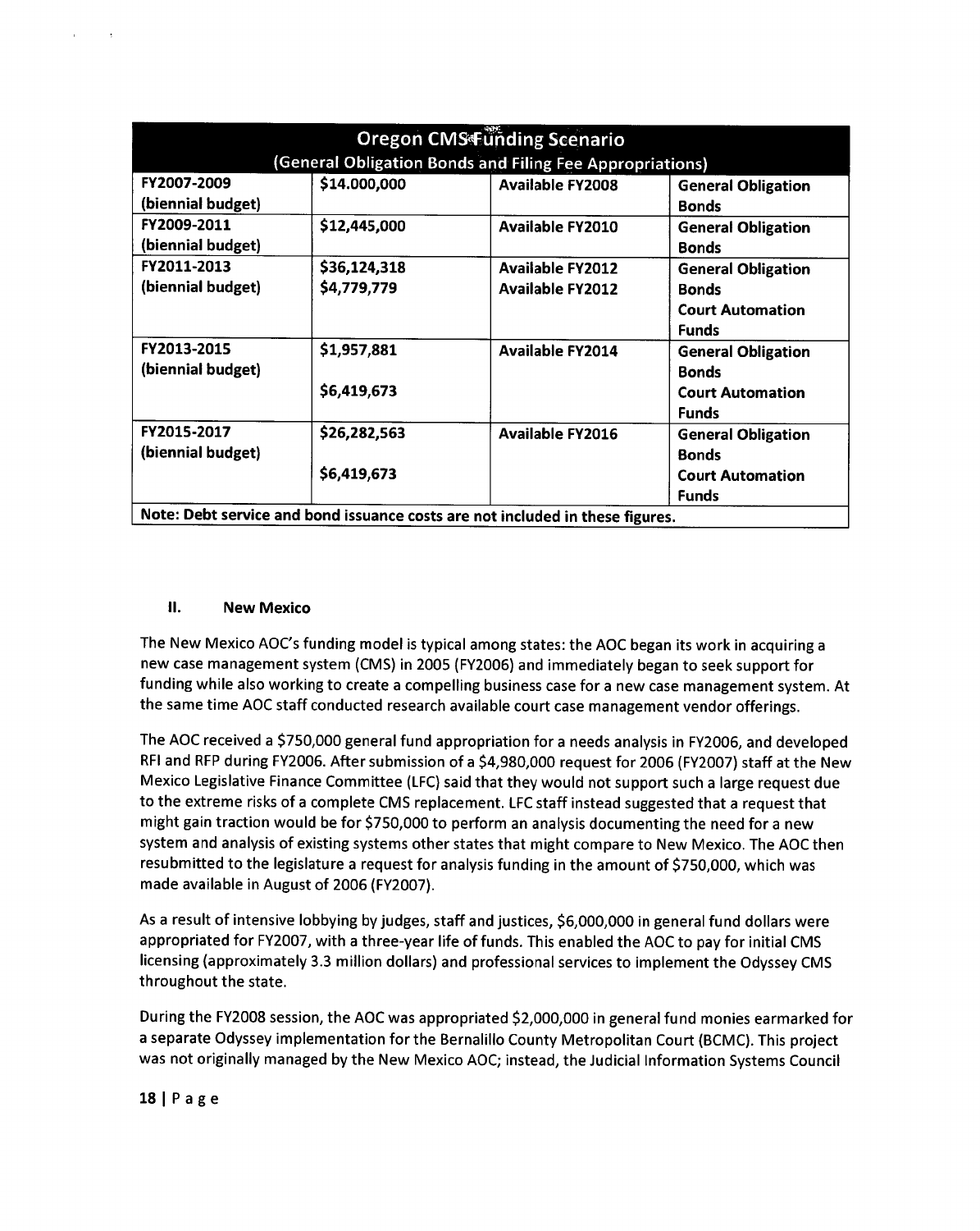| Oregon CMS Funding Scenario (General Obligation Bonds and Filing Fee Appropriations) | | | |
|---|---|---|---|
| **FY2007-2009 (biennial budget)** | **$14.000,000** | **Available FY2008** | **General Obligation Bonds** |
| **FY2009-2011 (biennial budget)** | **$12,445,000** | **Available FY2010** | **General Obligation Bonds** |
| **FY2011-2013 (biennial budget)** | **$36,124,318**<br>**$4,779,779** | **Available FY2012**<br>**Available FY2012** | **General Obligation Bonds**<br>**Court Automation Funds** |
| **FY2013-2015 (biennial budget)** | **$1,957,881**<br>**$6,419,673** | **Available FY2014** | **General Obligation Bonds**<br>**Court Automation Funds** |
| **FY2015-2017 (biennial budget)** | **$26,282,563**<br>**$6,419,673** | **Available FY2016** | **General Obligation Bonds**<br>**Court Automation Funds** |
| **Note: Debt service and bond issuance costs are not included in these figures.** | | | |

## II. New Mexico

The New Mexico AOC's funding model is typical among states: the AOC began its work in acquiring a new case management system (CMS) in 2005 (FY2006) and immediately began to seek support for funding while also working to create a compelling business case for a new case management system. At the same time AOC staff conducted research available court case management vendor offerings.

The AOC received a $750,000 general fund appropriation for a needs analysis in FY2006, and developed RFI and RFP during FY2006. After submission of a $4,980,000 request for 2006 (FY2007) staff at the New Mexico Legislative Finance Committee (LFC) said that they would not support such a large request due to the extreme risks of a complete CMS replacement. LFC staff instead suggested that a request that might gain traction would be for $750,000 to perform an analysis documenting the need for a new system and analysis of existing systems other states that might compare to New Mexico. The AOC then resubmitted to the legislature a request for analysis funding in the amount of $750,000, which was made available in August of 2006 (FY2007).

As a result of intensive lobbying by judges, staff and justices, $6,000,000 in general fund dollars were appropriated for FY2007, with a three-year life of funds. This enabled the AOC to pay for initial CMS licensing (approximately 3.3 million dollars) and professional services to implement the Odyssey CMS throughout the state.

During the FY2008 session, the AOC was appropriated $2,000,000 in general fund monies earmarked for a separate Odyssey implementation for the Bernalillo County Metropolitan Court (BCMC). This project was not originally managed by the New Mexico AOC; instead, the Judicial Information Systems Council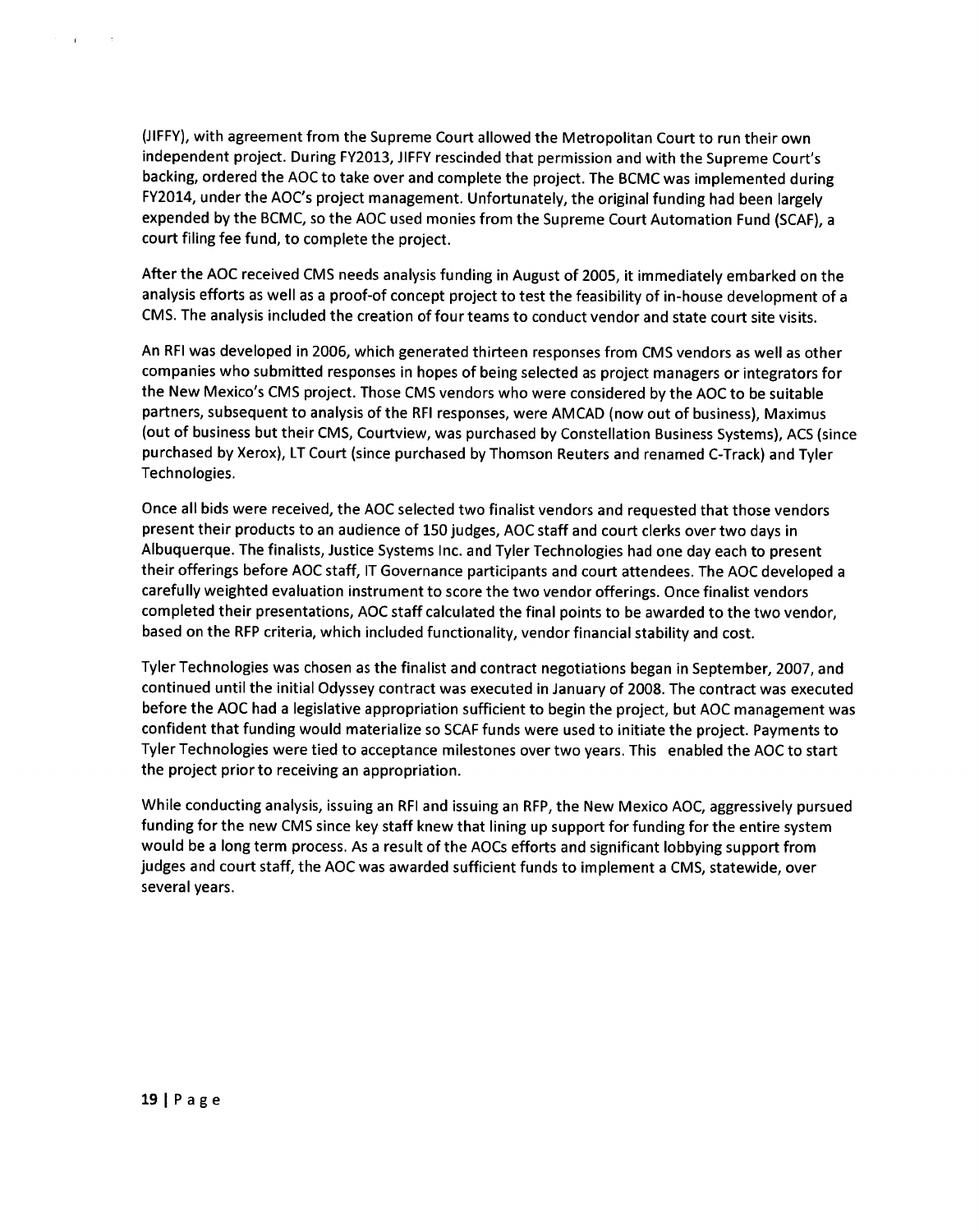(JIFFY), with agreement from the Supreme Court allowed the Metropolitan Court to run their own independent project. During FY2013, JIFFY rescinded that permission and with the Supreme Court's backing, ordered the AOC to take over and complete the project. The BCMC was implemented during FY2014, under the AOC's project management. Unfortunately, the original funding had been largely expended by the BCMC, so the AOC used monies from the Supreme Court Automation Fund (SCAF), a court filing fee fund, to complete the project.

After the AOC received CMS needs analysis funding in August of 2005, it immediately embarked on the analysis efforts as well as a proof-of concept project to test the feasibility of in-house development of a CMS. The analysis included the creation of four teams to conduct vendor and state court site visits.

An RFI was developed in 2006, which generated thirteen responses from CMS vendors as well as other companies who submitted responses in hopes of being selected as project managers or integrators for the New Mexico's CMS project. Those CMS vendors who were considered by the AOC to be suitable partners, subsequent to analysis of the RFI responses, were AMCAD (now out of business), Maximus (out of business but their CMS, Courtview, was purchased by Constellation Business Systems), ACS (since purchased by Xerox), LT Court (since purchased by Thomson Reuters and renamed C-Track) and Tyler Technologies.

Once all bids were received, the AOC selected two finalist vendors and requested that those vendors present their products to an audience of 150 judges, AOC staff and court clerks over two days in Albuquerque. The finalists, Justice Systems Inc. and Tyler Technologies had one day each to present their offerings before AOC staff, IT Governance participants and court attendees. The AOC developed a carefully weighted evaluation instrument to score the two vendor offerings. Once finalist vendors completed their presentations, AOC staff calculated the final points to be awarded to the two vendor, based on the RFP criteria, which included functionality, vendor financial stability and cost.

Tyler Technologies was chosen as the finalist and contract negotiations began in September, 2007, and continued until the initial Odyssey contract was executed in January of 2008. The contract was executed before the AOC had a legislative appropriation sufficient to begin the project, but AOC management was confident that funding would materialize so SCAF funds were used to initiate the project. Payments to Tyler Technologies were tied to acceptance milestones over two years. This enabled the AOC to start the project prior to receiving an appropriation.

While conducting analysis, issuing an RFI and issuing an RFP, the New Mexico AOC, aggressively pursued funding for the new CMS since key staff knew that lining up support for funding for the entire system would be a long term process. As a result of the AOCs efforts and significant lobbying support from judges and court staff, the AOC was awarded sufficient funds to implement a CMS, statewide, over several years.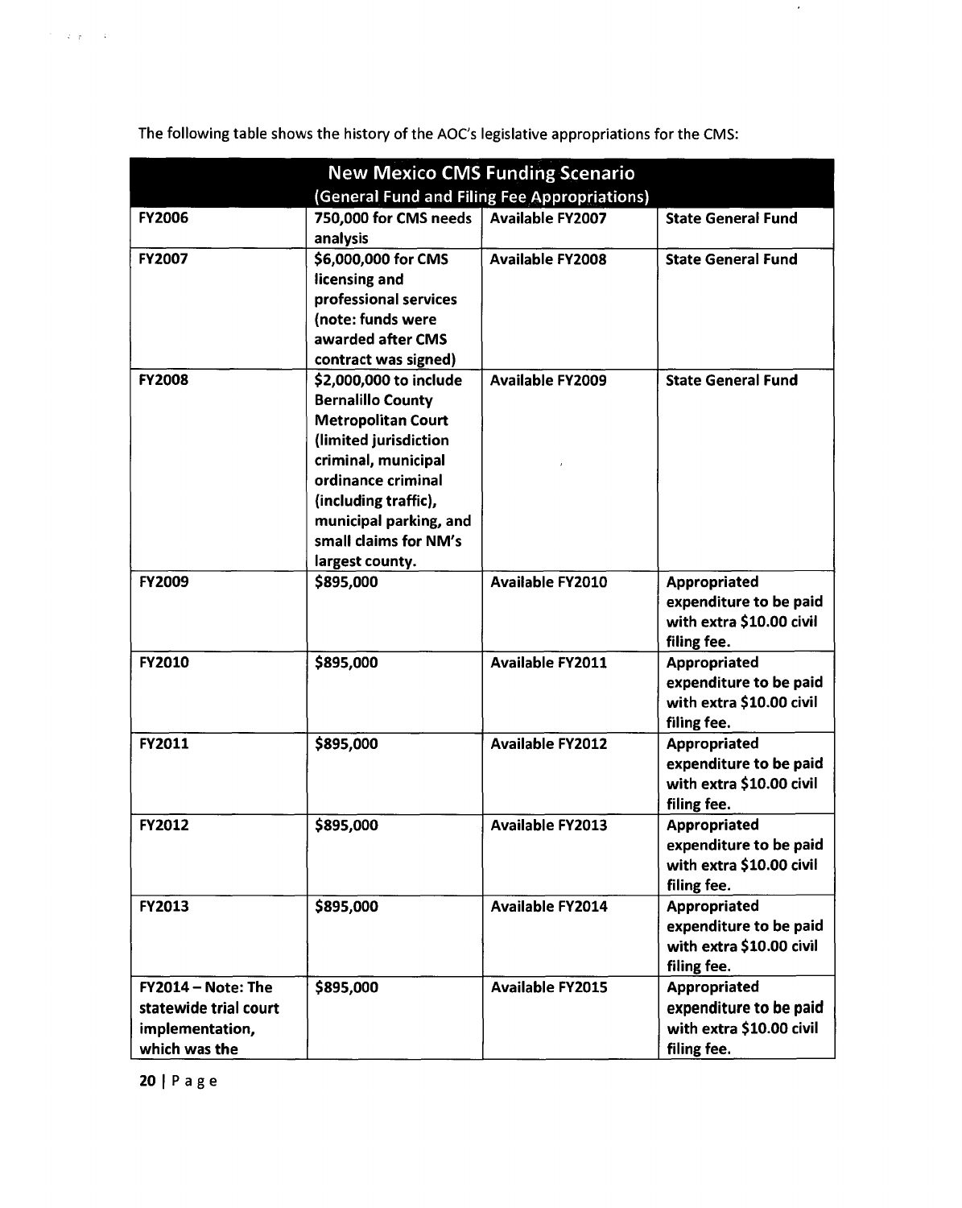The following table shows the history of the AOC's legislative appropriations for the CMS:

| New Mexico CMS Funding Scenario (General Fund and Filing Fee Appropriations) | | | |
|---|---|---|---|
| **FY2006** | **750,000 for CMS needs analysis** | **Available FY2007** | **State General Fund** |
| **FY2007** | **$6,000,000 for CMS licensing and professional services (note: funds were awarded after CMS contract was signed)** | **Available FY2008** | **State General Fund** |
| **FY2008** | **$2,000,000 to include Bernalillo County Metropolitan Court (limited jurisdiction criminal, municipal ordinance criminal (including traffic), municipal parking, and small claims for NM's largest county.** | **Available FY2009** | **State General Fund** |
| **FY2009** | **$895,000** | **Available FY2010** | **Appropriated expenditure to be paid with extra $10.00 civil filing fee.** |
| **FY2010** | **$895,000** | **Available FY2011** | **Appropriated expenditure to be paid with extra $10.00 civil filing fee.** |
| **FY2011** | **$895,000** | **Available FY2012** | **Appropriated expenditure to be paid with extra $10.00 civil filing fee.** |
| **FY2012** | **$895,000** | **Available FY2013** | **Appropriated expenditure to be paid with extra $10.00 civil filing fee.** |
| **FY2013** | **$895,000** | **Available FY2014** | **Appropriated expenditure to be paid with extra $10.00 civil filing fee.** |
| **FY2014 – Note: The statewide trial court implementation, which was the** | **$895,000** | **Available FY2015** | **Appropriated expenditure to be paid with extra $10.00 civil filing fee.** |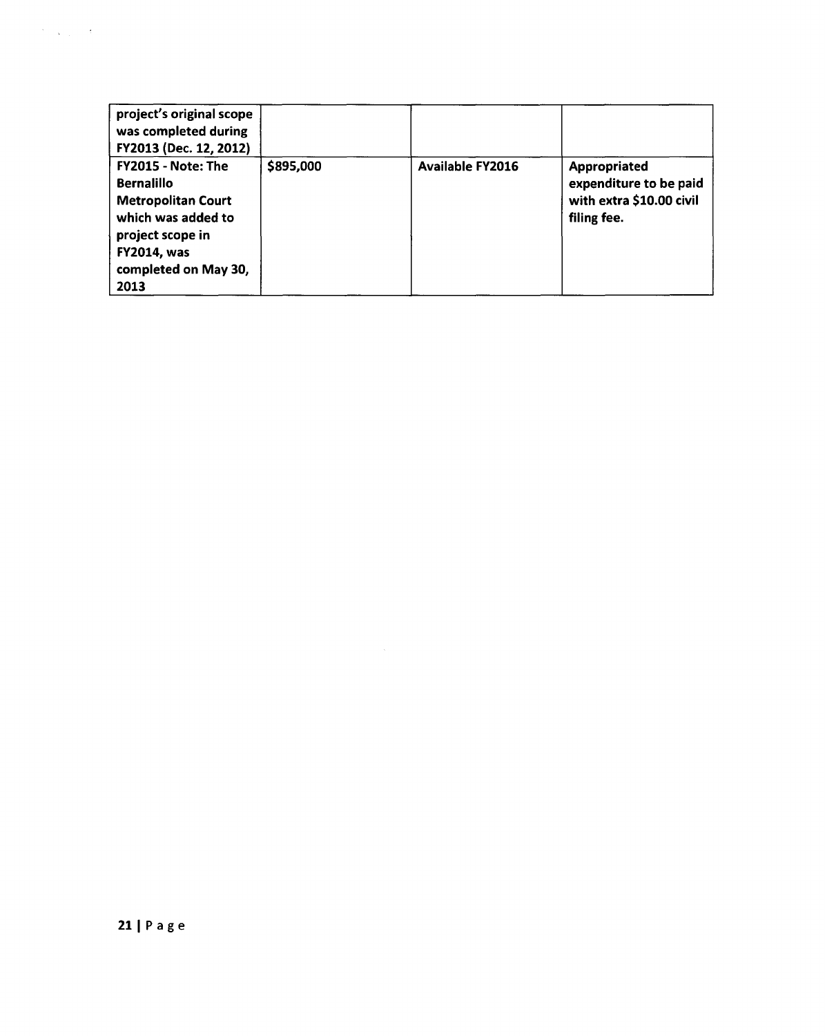| | | | |
|---|---|---|---|
| **project's original scope was completed during FY2013 (Dec. 12, 2012)** | | | |
| **FY2015 - Note: The Bernalillo Metropolitan Court which was added to project scope in FY2014, was completed on May 30, 2013** | **$895,000** | **Available FY2016** | **Appropriated expenditure to be paid with extra $10.00 civil filing fee.** |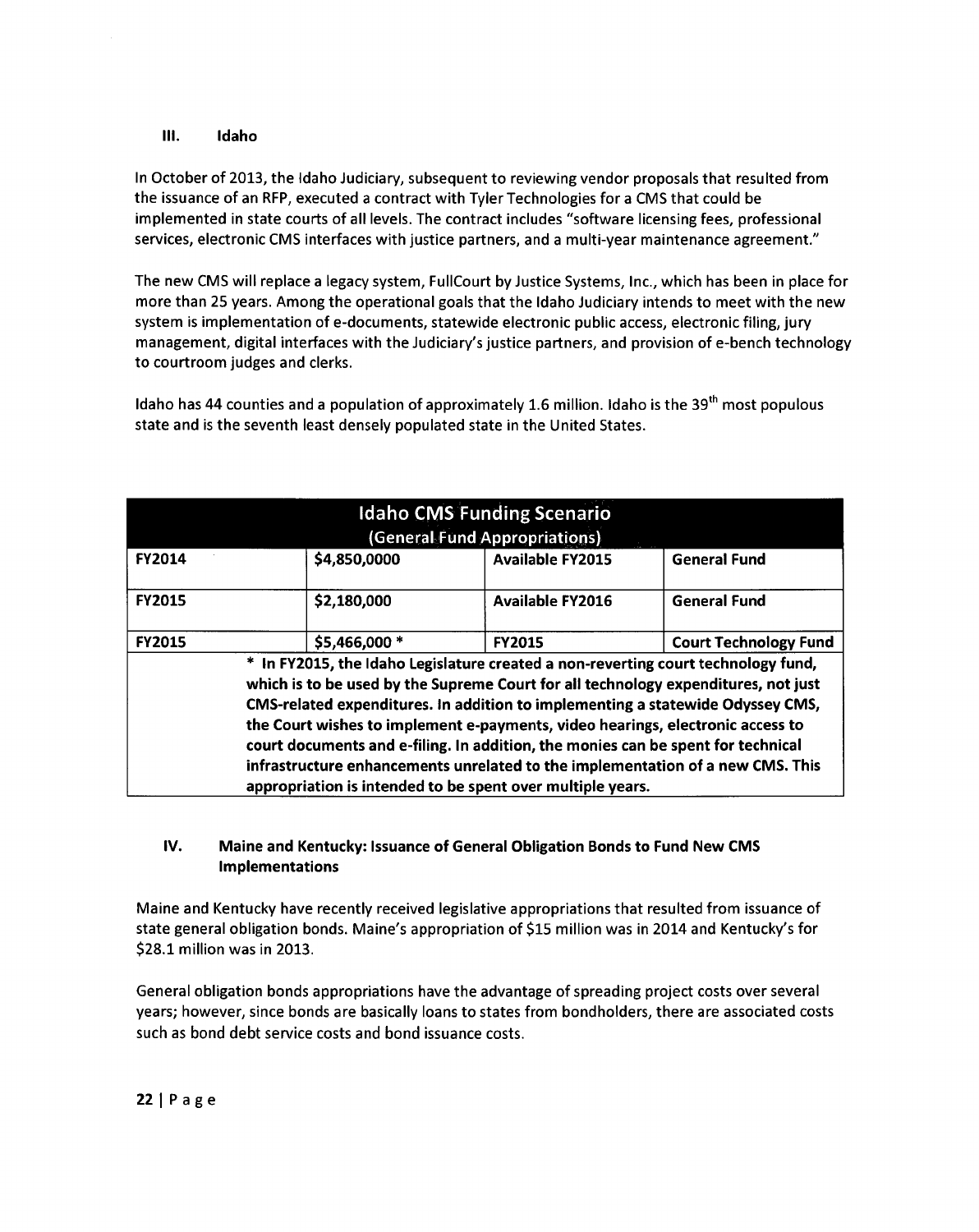## III. Idaho

In October of 2013, the Idaho Judiciary, subsequent to reviewing vendor proposals that resulted from the issuance of an RFP, executed a contract with Tyler Technologies for a CMS that could be implemented in state courts of all levels. The contract includes "software licensing fees, professional services, electronic CMS interfaces with justice partners, and a multi-year maintenance agreement."

The new CMS will replace a legacy system, FullCourt by Justice Systems, Inc., which has been in place for more than 25 years. Among the operational goals that the Idaho Judiciary intends to meet with the new system is implementation of e-documents, statewide electronic public access, electronic filing, jury management, digital interfaces with the Judiciary's justice partners, and provision of e-bench technology to courtroom judges and clerks.

Idaho has 44 counties and a population of approximately 1.6 million. Idaho is the 39th most populous state and is the seventh least densely populated state in the United States.

| Idaho CMS Funding Scenario (General Fund Appropriations) | | | |
|---|---|---|---|
| **FY2014** | **$4,850,0000** | **Available FY2015** | **General Fund** |
| **FY2015** | **$2,180,000** | **Available FY2016** | **General Fund** |
| **FY2015** | **$5,466,000 *** | **FY2015** | **Court Technology Fund** |
| **\* In FY2015, the Idaho Legislature created a non-reverting court technology fund, which is to be used by the Supreme Court for all technology expenditures, not just CMS-related expenditures. In addition to implementing a statewide Odyssey CMS, the Court wishes to implement e-payments, video hearings, electronic access to court documents and e-filing. In addition, the monies can be spent for technical infrastructure enhancements unrelated to the implementation of a new CMS. This appropriation is intended to be spent over multiple years.** | | | |

## IV. Maine and Kentucky: Issuance of General Obligation Bonds to Fund New CMS Implementations

Maine and Kentucky have recently received legislative appropriations that resulted from issuance of state general obligation bonds. Maine's appropriation of $15 million was in 2014 and Kentucky's for $28.1 million was in 2013.

General obligation bonds appropriations have the advantage of spreading project costs over several years; however, since bonds are basically loans to states from bondholders, there are associated costs such as bond debt service costs and bond issuance costs.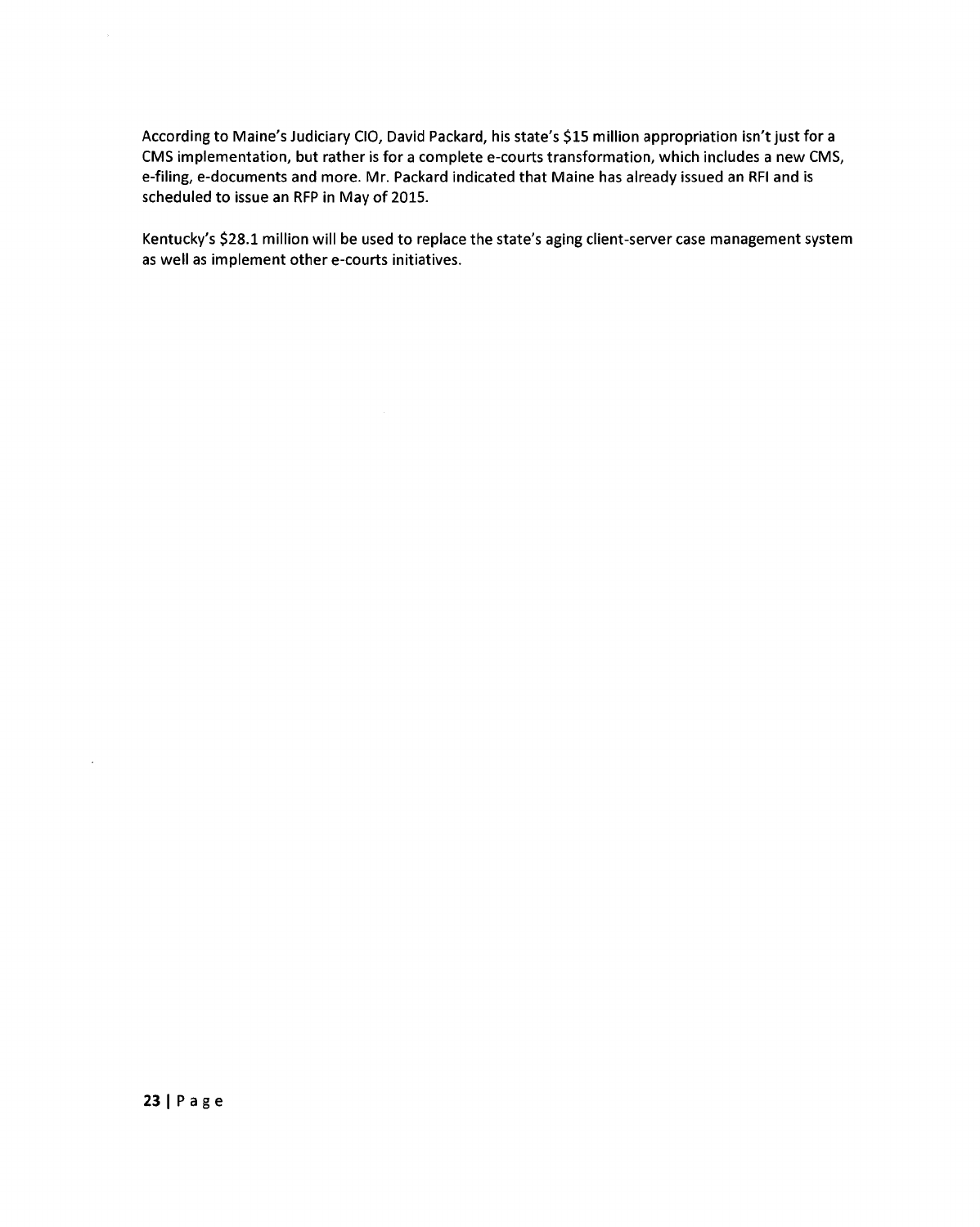According to Maine's Judiciary CIO, David Packard, his state's $15 million appropriation isn't just for a CMS implementation, but rather is for a complete e-courts transformation, which includes a new CMS, e-filing, e-documents and more. Mr. Packard indicated that Maine has already issued an RFI and is scheduled to issue an RFP in May of 2015.

Kentucky's $28.1 million will be used to replace the state's aging client-server case management system as well as implement other e-courts initiatives.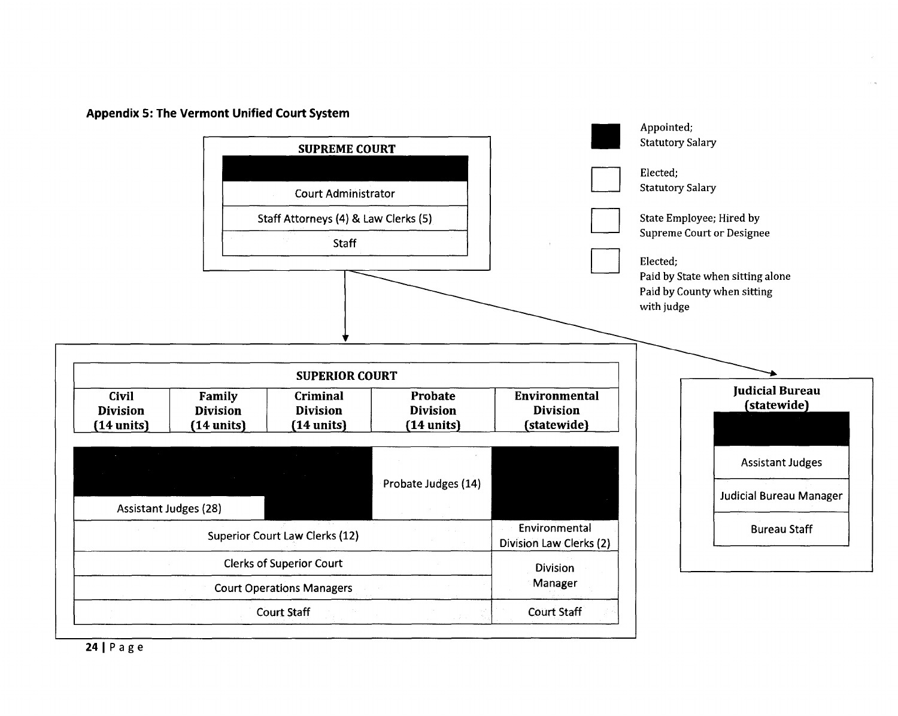## Appendix 5: The Vermont Unified Court System

Appointed; Statutory Salary

Elected; Statutory Salary

State Employee; Hired by Supreme Court or Designee

Elected; Paid by State when sitting alone Paid by County when sitting with judge

**SUPREME COURT**

Court Administrator

Staff Attorneys (4) & Law Clerks (5)

Staff

**SUPERIOR COURT**

**Civil Division (14 units)**

**Family Division (14 units)**

**Criminal Division (14 units)**

**Probate Division (14 units)**

**Environmental Division (statewide)**

Probate Judges (14)

Assistant Judges (28)

Superior Court Law Clerks (12)

Environmental Division Law Clerks (2)

Clerks of Superior Court

Court Operations Managers

Division Manager

Court Staff

Court Staff

**Judicial Bureau (statewide)**

Assistant Judges

Judicial Bureau Manager

Bureau Staff